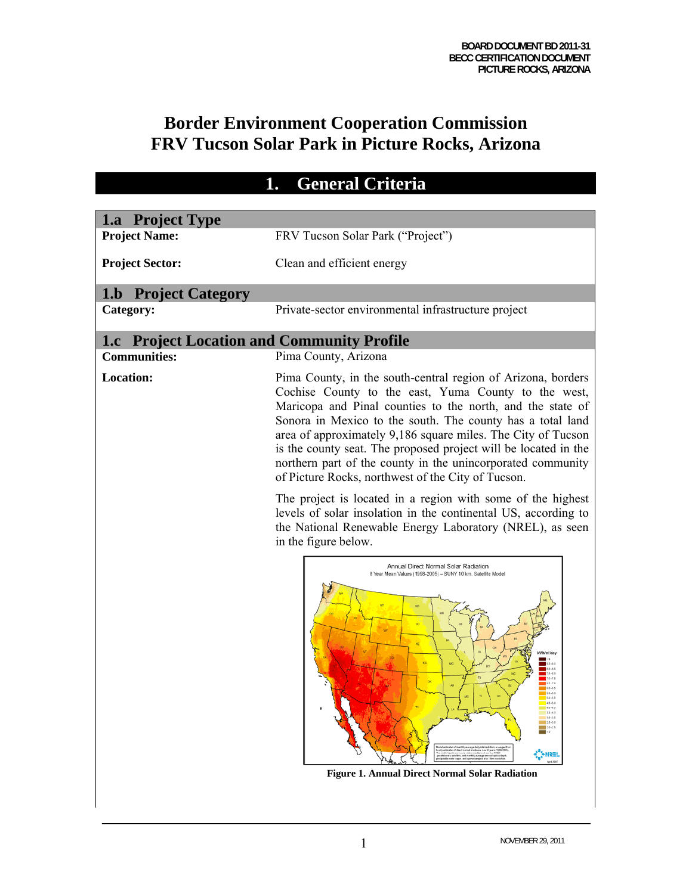# Border Environment Cooperation Commission
# FRV Tucson Solar Park in Picture Rocks, Arizona

## 1. General Criteria

### 1.a Project Type

**Project Name:** FRV Tucson Solar Park ("Project")

**Project Sector:** Clean and efficient energy

### 1.b Project Category

**Category:** Private-sector environmental infrastructure project

### 1.c Project Location and Community Profile

**Communities:** Pima County, Arizona

**Location:** Pima County, in the south-central region of Arizona, borders Cochise County to the east, Yuma County to the west, Maricopa and Pinal counties to the north, and the state of Sonora in Mexico to the south. The county has a total land area of approximately 9,186 square miles. The City of Tucson is the county seat. The proposed project will be located in the northern part of the county in the unincorporated community of Picture Rocks, northwest of the City of Tucson.

The project is located in a region with some of the highest levels of solar insolation in the continental US, according to the National Renewable Energy Laboratory (NREL), as seen in the figure below.

**Figure 1. Annual Direct Normal Solar Radiation**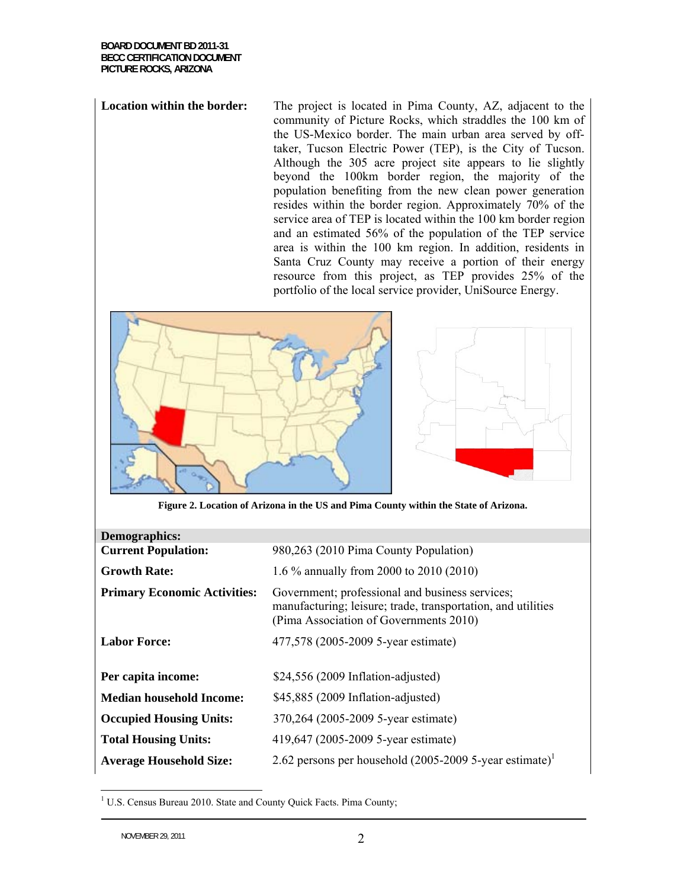| | |
|---|---|
| **Location within the border:** | The project is located in Pima County, AZ, adjacent to the community of Picture Rocks, which straddles the 100 km of the US-Mexico border. The main urban area served by off-taker, Tucson Electric Power (TEP), is the City of Tucson. Although the 305 acre project site appears to lie slightly beyond the 100km border region, the majority of the population benefiting from the new clean power generation resides within the border region. Approximately 70% of the service area of TEP is located within the 100 km border region and an estimated 56% of the population of the TEP service area is within the 100 km region. In addition, residents in Santa Cruz County may receive a portion of their energy resource from this project, as TEP provides 25% of the portfolio of the local service provider, UniSource Energy. |

**Figure 2. Location of Arizona in the US and Pima County within the State of Arizona.**

| **Demographics:** | |
|---|---|
| **Current Population:** | 980,263 (2010 Pima County Population) |
| **Growth Rate:** | 1.6 % annually from 2000 to 2010 (2010) |
| **Primary Economic Activities:** | Government; professional and business services; manufacturing; leisure; trade, transportation, and utilities (Pima Association of Governments 2010) |
| **Labor Force:** | 477,578 (2005-2009 5-year estimate) |
| **Per capita income:** | $24,556 (2009 Inflation-adjusted) |
| **Median household Income:** | $45,885 (2009 Inflation-adjusted) |
| **Occupied Housing Units:** | 370,264 (2005-2009 5-year estimate) |
| **Total Housing Units:** | 419,647 (2005-2009 5-year estimate) |
| **Average Household Size:** | 2.62 persons per household (2005-2009 5-year estimate)[1] |

[1] U.S. Census Bureau 2010. State and County Quick Facts. Pima County;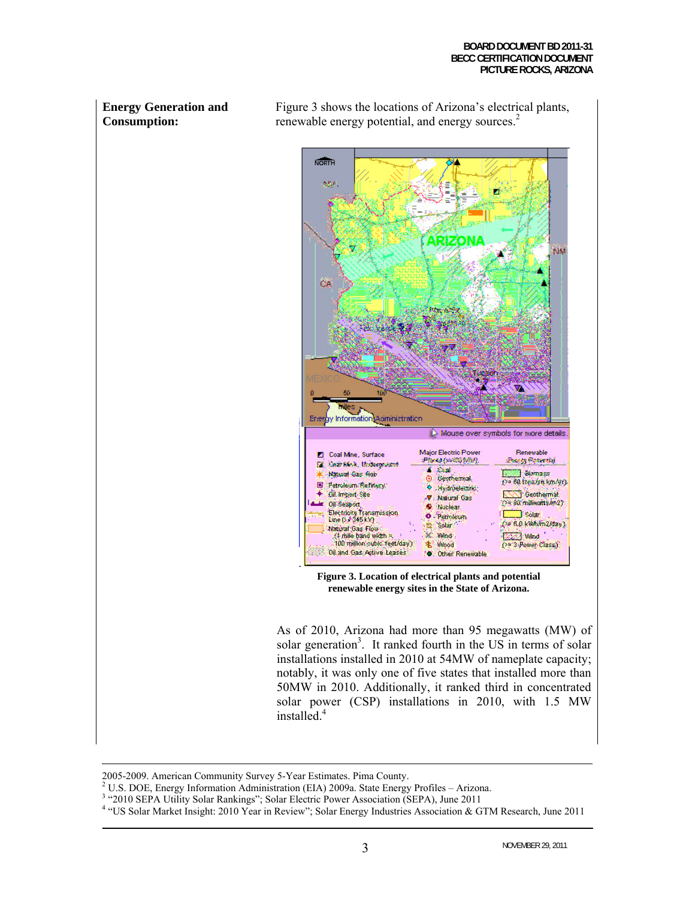**Energy Generation and Consumption:**

Figure 3 shows the locations of Arizona's electrical plants, renewable energy potential, and energy sources.[2]

**Figure 3. Location of electrical plants and potential renewable energy sites in the State of Arizona.**

As of 2010, Arizona had more than 95 megawatts (MW) of solar generation[3]. It ranked fourth in the US in terms of solar installations installed in 2010 at 54MW of nameplate capacity; notably, it was only one of five states that installed more than 50MW in 2010. Additionally, it ranked third in concentrated solar power (CSP) installations in 2010, with 1.5 MW installed.[4]

---

2005-2009. American Community Survey 5-Year Estimates. Pima County.

[2] U.S. DOE, Energy Information Administration (EIA) 2009a. State Energy Profiles – Arizona.

[3] "2010 SEPA Utility Solar Rankings"; Solar Electric Power Association (SEPA), June 2011

[4] "US Solar Market Insight: 2010 Year in Review"; Solar Energy Industries Association & GTM Research, June 2011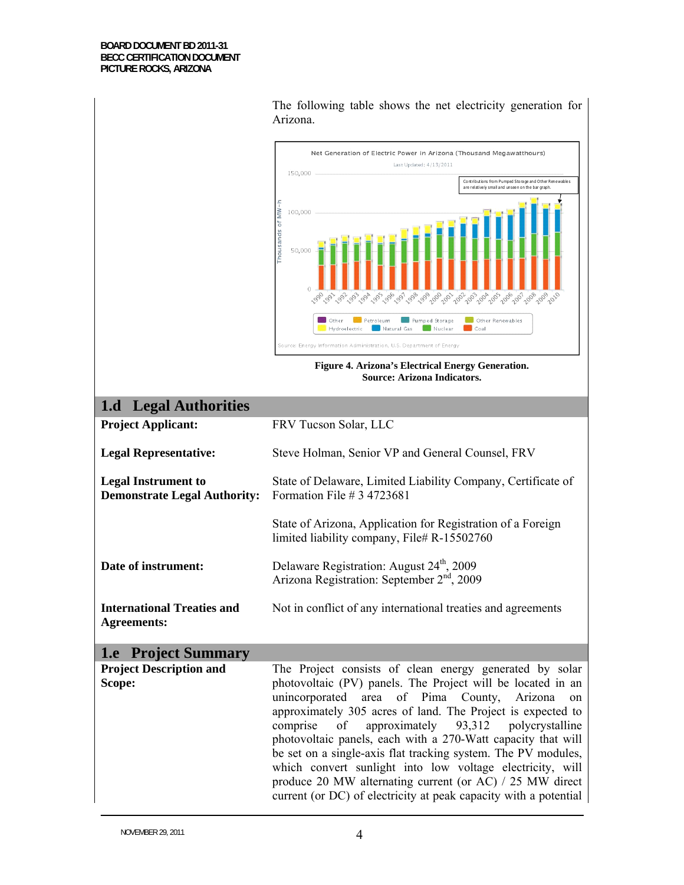The following table shows the net electricity generation for Arizona.

Figure 4. Arizona's Electrical Energy Generation.
Source: Arizona Indicators.

## 1.d Legal Authorities

| | |
|---|---|
| **Project Applicant:** | FRV Tucson Solar, LLC |
| **Legal Representative:** | Steve Holman, Senior VP and General Counsel, FRV |
| **Legal Instrument to Demonstrate Legal Authority:** | State of Delaware, Limited Liability Company, Certificate of Formation File # 3 4723681<br><br>State of Arizona, Application for Registration of a Foreign limited liability company, File# R-15502760 |
| **Date of instrument:** | Delaware Registration: August 24th, 2009<br>Arizona Registration: September 2nd, 2009 |
| **International Treaties and Agreements:** | Not in conflict of any international treaties and agreements |

## 1.e Project Summary

| | |
|---|---|
| **Project Description and Scope:** | The Project consists of clean energy generated by solar photovoltaic (PV) panels. The Project will be located in an unincorporated area of Pima County, Arizona on approximately 305 acres of land. The Project is expected to comprise of approximately 93,312 polycrystalline photovoltaic panels, each with a 270-Watt capacity that will be set on a single-axis flat tracking system. The PV modules, which convert sunlight into low voltage electricity, will produce 20 MW alternating current (or AC) / 25 MW direct current (or DC) of electricity at peak capacity with a potential |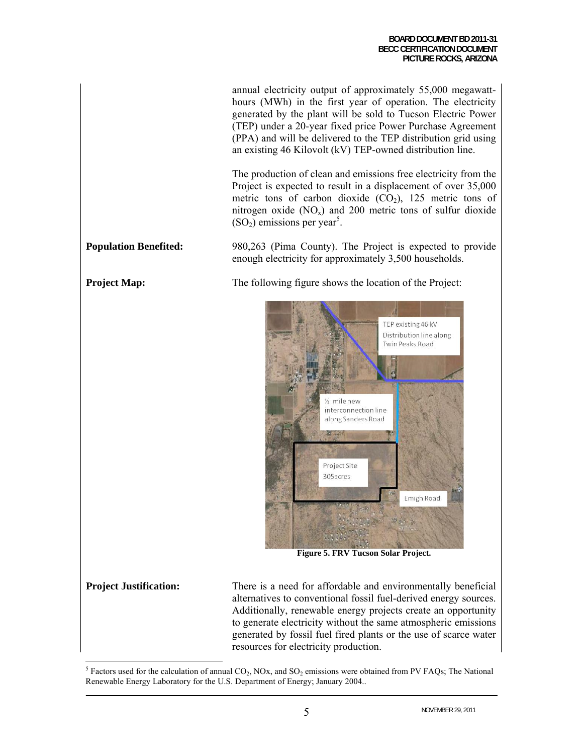annual electricity output of approximately 55,000 megawatt-hours (MWh) in the first year of operation. The electricity generated by the plant will be sold to Tucson Electric Power (TEP) under a 20-year fixed price Power Purchase Agreement (PPA) and will be delivered to the TEP distribution grid using an existing 46 Kilovolt (kV) TEP-owned distribution line.

The production of clean and emissions free electricity from the Project is expected to result in a displacement of over 35,000 metric tons of carbon dioxide ($CO_2$), 125 metric tons of nitrogen oxide ($NO_x$) and 200 metric tons of sulfur dioxide ($SO_2$) emissions per year[5].

**Population Benefited:** 980,263 (Pima County). The Project is expected to provide enough electricity for approximately 3,500 households.

**Project Map:** The following figure shows the location of the Project:

**Figure 5. FRV Tucson Solar Project.**

**Project Justification:** There is a need for affordable and environmentally beneficial alternatives to conventional fossil fuel-derived energy sources. Additionally, renewable energy projects create an opportunity to generate electricity without the same atmospheric emissions generated by fossil fuel fired plants or the use of scarce water resources for electricity production.

---

[5] Factors used for the calculation of annual $CO_2$, NOx, and $SO_2$ emissions were obtained from PV FAQs; The National Renewable Energy Laboratory for the U.S. Department of Energy; January 2004..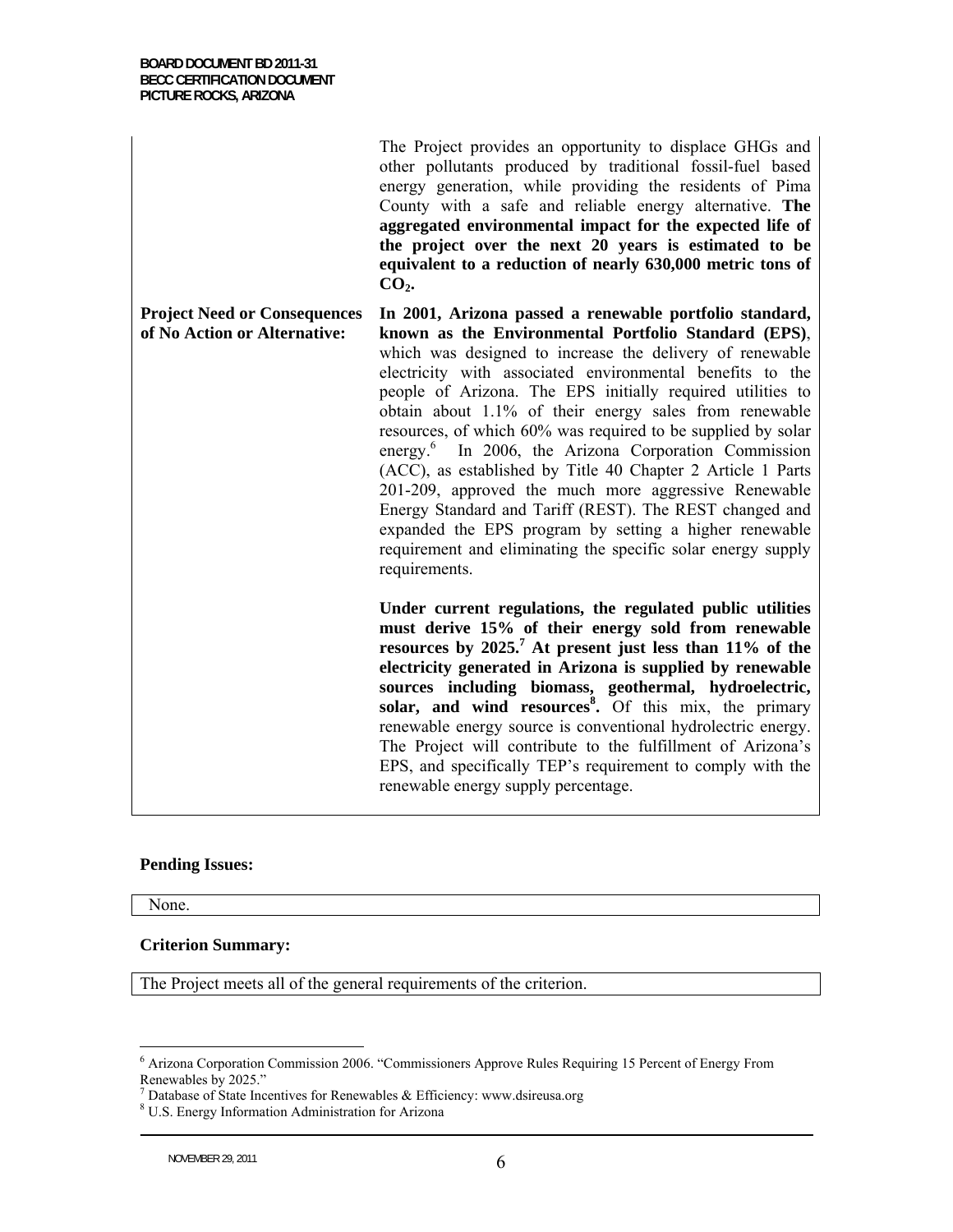| | |
|---|---|
| | The Project provides an opportunity to displace GHGs and other pollutants produced by traditional fossil-fuel based energy generation, while providing the residents of Pima County with a safe and reliable energy alternative. **The aggregated environmental impact for the expected life of the project over the next 20 years is estimated to be equivalent to a reduction of nearly 630,000 metric tons of $CO_2$.** |
| **Project Need or Consequences of No Action or Alternative:** | **In 2001, Arizona passed a renewable portfolio standard, known as the Environmental Portfolio Standard (EPS)**, which was designed to increase the delivery of renewable electricity with associated environmental benefits to the people of Arizona. The EPS initially required utilities to obtain about 1.1% of their energy sales from renewable resources, of which 60% was required to be supplied by solar energy.[6] In 2006, the Arizona Corporation Commission (ACC), as established by Title 40 Chapter 2 Article 1 Parts 201-209, approved the much more aggressive Renewable Energy Standard and Tariff (REST). The REST changed and expanded the EPS program by setting a higher renewable requirement and eliminating the specific solar energy supply requirements.<br><br>**Under current regulations, the regulated public utilities must derive 15% of their energy sold from renewable resources by 2025.[7] At present just less than 11% of the electricity generated in Arizona is supplied by renewable sources including biomass, geothermal, hydroelectric, solar, and wind resources[8].** Of this mix, the primary renewable energy source is conventional hydrolectric energy. The Project will contribute to the fulfillment of Arizona's EPS, and specifically TEP's requirement to comply with the renewable energy supply percentage. |

**Pending Issues:**

None.

**Criterion Summary:**

The Project meets all of the general requirements of the criterion.

[6] Arizona Corporation Commission 2006. "Commissioners Approve Rules Requiring 15 Percent of Energy From Renewables by 2025."

[7] Database of State Incentives for Renewables & Efficiency: www.dsireusa.org

[8] U.S. Energy Information Administration for Arizona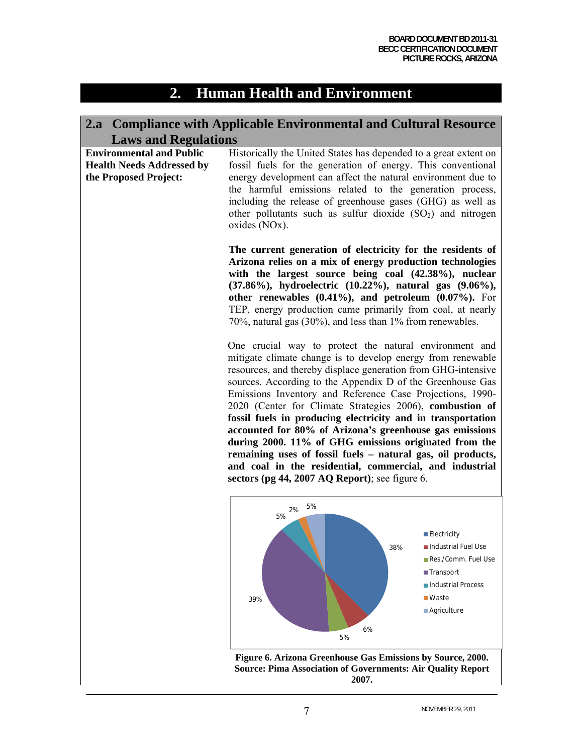# 2. Human Health and Environment

## 2.a Compliance with Applicable Environmental and Cultural Resource Laws and Regulations

**Environmental and Public Health Needs Addressed by the Proposed Project:**

Historically the United States has depended to a great extent on fossil fuels for the generation of energy. This conventional energy development can affect the natural environment due to the harmful emissions related to the generation process, including the release of greenhouse gases (GHG) as well as other pollutants such as sulfur dioxide ($SO_2$) and nitrogen oxides (NOx).

**The current generation of electricity for the residents of Arizona relies on a mix of energy production technologies with the largest source being coal (42.38%), nuclear (37.86%), hydroelectric (10.22%), natural gas (9.06%), other renewables (0.41%), and petroleum (0.07%).** For TEP, energy production came primarily from coal, at nearly 70%, natural gas (30%), and less than 1% from renewables.

One crucial way to protect the natural environment and mitigate climate change is to develop energy from renewable resources, and thereby displace generation from GHG-intensive sources. According to the Appendix D of the Greenhouse Gas Emissions Inventory and Reference Case Projections, 1990-2020 (Center for Climate Strategies 2006), **combustion of fossil fuels in producing electricity and in transportation accounted for 80% of Arizona's greenhouse gas emissions during 2000. 11% of GHG emissions originated from the remaining uses of fossil fuels – natural gas, oil products, and coal in the residential, commercial, and industrial sectors (pg 44, 2007 AQ Report)**; see figure 6.

| Source | Share |
|---|---|
| Electricity | 38% |
| Industrial Fuel Use | 6% |
| Res./Comm. Fuel Use | 5% |
| Transport | 39% |
| Industrial Process | 5% |
| Waste | 2% |
| Agriculture | 5% |

**Figure 6. Arizona Greenhouse Gas Emissions by Source, 2000. Source: Pima Association of Governments: Air Quality Report 2007.**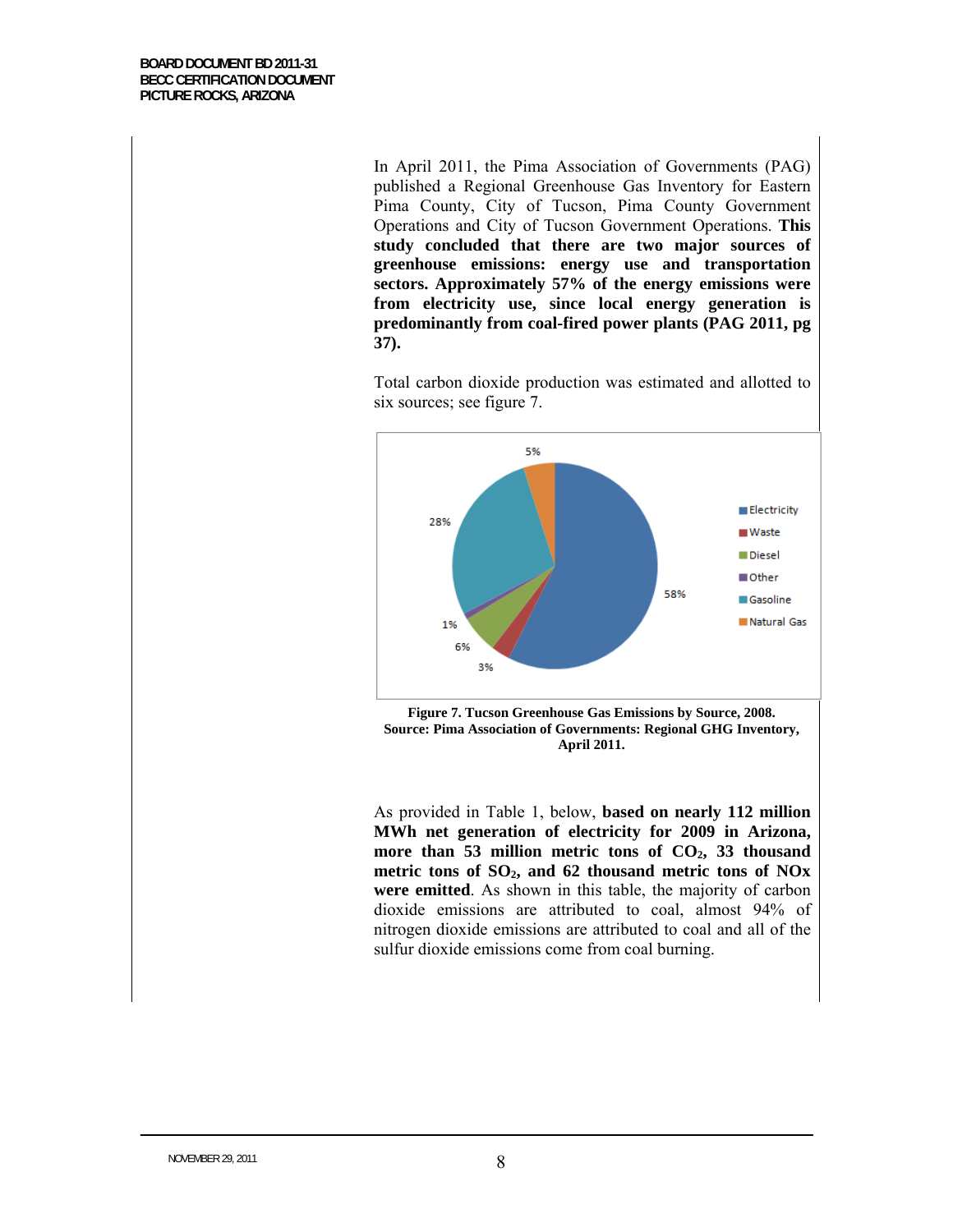In April 2011, the Pima Association of Governments (PAG) published a Regional Greenhouse Gas Inventory for Eastern Pima County, City of Tucson, Pima County Government Operations and City of Tucson Government Operations. **This study concluded that there are two major sources of greenhouse emissions: energy use and transportation sectors. Approximately 57% of the energy emissions were from electricity use, since local energy generation is predominantly from coal-fired power plants (PAG 2011, pg 37).**

Total carbon dioxide production was estimated and allotted to six sources; see figure 7.

**Figure 7. Tucson Greenhouse Gas Emissions by Source, 2008. Source: Pima Association of Governments: Regional GHG Inventory, April 2011.**

As provided in Table 1, below, **based on nearly 112 million MWh net generation of electricity for 2009 in Arizona, more than 53 million metric tons of $CO_2$, 33 thousand metric tons of $SO_2$, and 62 thousand metric tons of NOx were emitted**. As shown in this table, the majority of carbon dioxide emissions are attributed to coal, almost 94% of nitrogen dioxide emissions are attributed to coal and all of the sulfur dioxide emissions come from coal burning.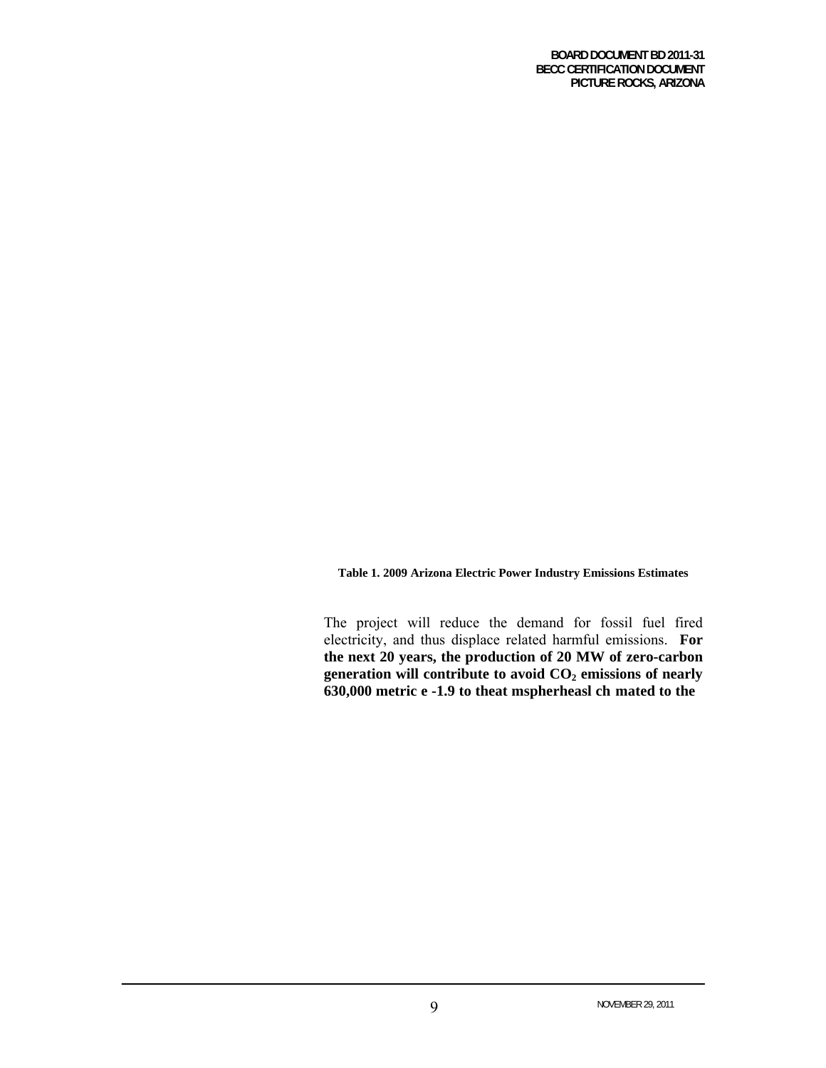**Table 1. 2009 Arizona Electric Power Industry Emissions Estimates**

The project will reduce the demand for fossil fuel fired electricity, and thus displace related harmful emissions. **For the next 20 years, the production of 20 MW of zero-carbon generation will contribute to avoid $CO_2$ emissions of nearly 630,000 metric e -1.9 to theat mspherheasl ch mated to the**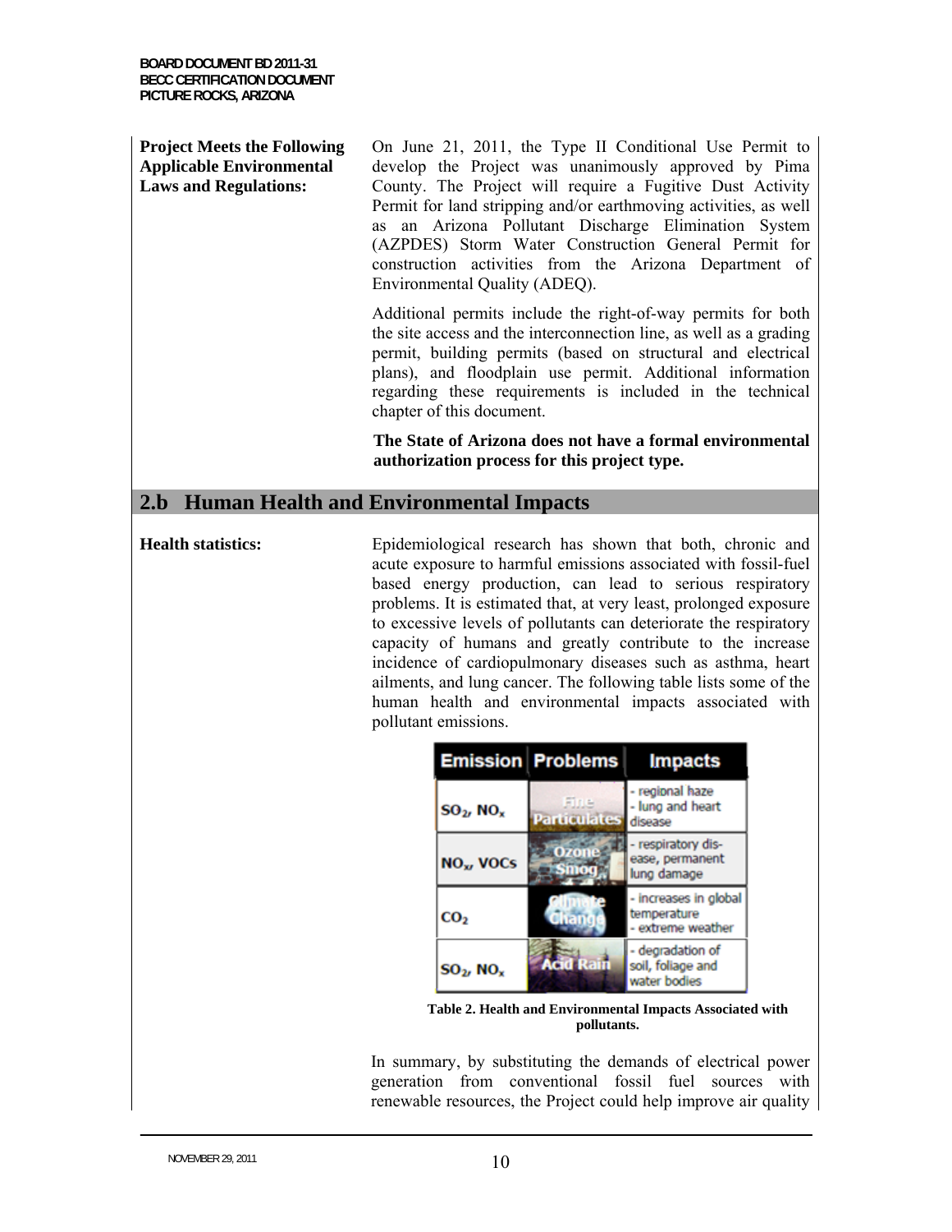**Project Meets the Following Applicable Environmental Laws and Regulations:**

On June 21, 2011, the Type II Conditional Use Permit to develop the Project was unanimously approved by Pima County. The Project will require a Fugitive Dust Activity Permit for land stripping and/or earthmoving activities, as well as an Arizona Pollutant Discharge Elimination System (AZPDES) Storm Water Construction General Permit for construction activities from the Arizona Department of Environmental Quality (ADEQ).

Additional permits include the right-of-way permits for both the site access and the interconnection line, as well as a grading permit, building permits (based on structural and electrical plans), and floodplain use permit. Additional information regarding these requirements is included in the technical chapter of this document.

**The State of Arizona does not have a formal environmental authorization process for this project type.**

## 2.b Human Health and Environmental Impacts

**Health statistics:**

Epidemiological research has shown that both, chronic and acute exposure to harmful emissions associated with fossil-fuel based energy production, can lead to serious respiratory problems. It is estimated that, at very least, prolonged exposure to excessive levels of pollutants can deteriorate the respiratory capacity of humans and greatly contribute to the increase incidence of cardiopulmonary diseases such as asthma, heart ailments, and lung cancer. The following table lists some of the human health and environmental impacts associated with pollutant emissions.

| Emission | Problems | Impacts |
|---|---|---|
| $SO_2$, $NO_x$ | Fine Particulates | - regional haze<br>- lung and heart disease |
| $NO_x$, VOCs | Ozone Smog | - respiratory disease, permanent lung damage |
| $CO_2$ | Climate Change | - increases in global temperature<br>- extreme weather |
| $SO_2$, $NO_x$ | Acid Rain | - degradation of soil, foliage and water bodies |

**Table 2. Health and Environmental Impacts Associated with pollutants.**

In summary, by substituting the demands of electrical power generation from conventional fossil fuel sources with renewable resources, the Project could help improve air quality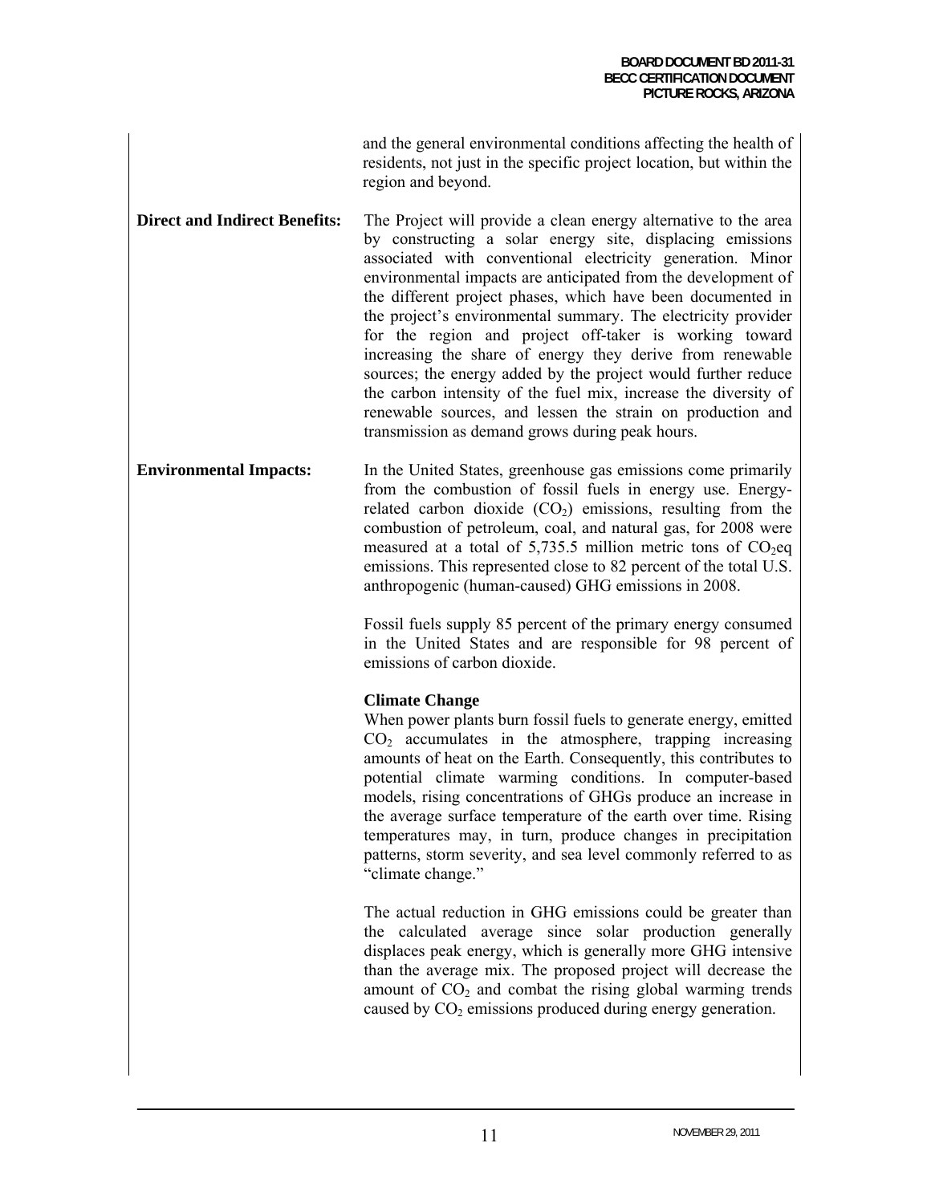and the general environmental conditions affecting the health of residents, not just in the specific project location, but within the region and beyond.

**Direct and Indirect Benefits:** The Project will provide a clean energy alternative to the area by constructing a solar energy site, displacing emissions associated with conventional electricity generation. Minor environmental impacts are anticipated from the development of the different project phases, which have been documented in the project's environmental summary. The electricity provider for the region and project off-taker is working toward increasing the share of energy they derive from renewable sources; the energy added by the project would further reduce the carbon intensity of the fuel mix, increase the diversity of renewable sources, and lessen the strain on production and transmission as demand grows during peak hours.

**Environmental Impacts:** In the United States, greenhouse gas emissions come primarily from the combustion of fossil fuels in energy use. Energy-related carbon dioxide ($CO_2$) emissions, resulting from the combustion of petroleum, coal, and natural gas, for 2008 were measured at a total of 5,735.5 million metric tons of $CO_2$eq emissions. This represented close to 82 percent of the total U.S. anthropogenic (human-caused) GHG emissions in 2008.

Fossil fuels supply 85 percent of the primary energy consumed in the United States and are responsible for 98 percent of emissions of carbon dioxide.

**Climate Change**

When power plants burn fossil fuels to generate energy, emitted $CO_2$ accumulates in the atmosphere, trapping increasing amounts of heat on the Earth. Consequently, this contributes to potential climate warming conditions. In computer-based models, rising concentrations of GHGs produce an increase in the average surface temperature of the earth over time. Rising temperatures may, in turn, produce changes in precipitation patterns, storm severity, and sea level commonly referred to as "climate change."

The actual reduction in GHG emissions could be greater than the calculated average since solar production generally displaces peak energy, which is generally more GHG intensive than the average mix. The proposed project will decrease the amount of $CO_2$ and combat the rising global warming trends caused by $CO_2$ emissions produced during energy generation.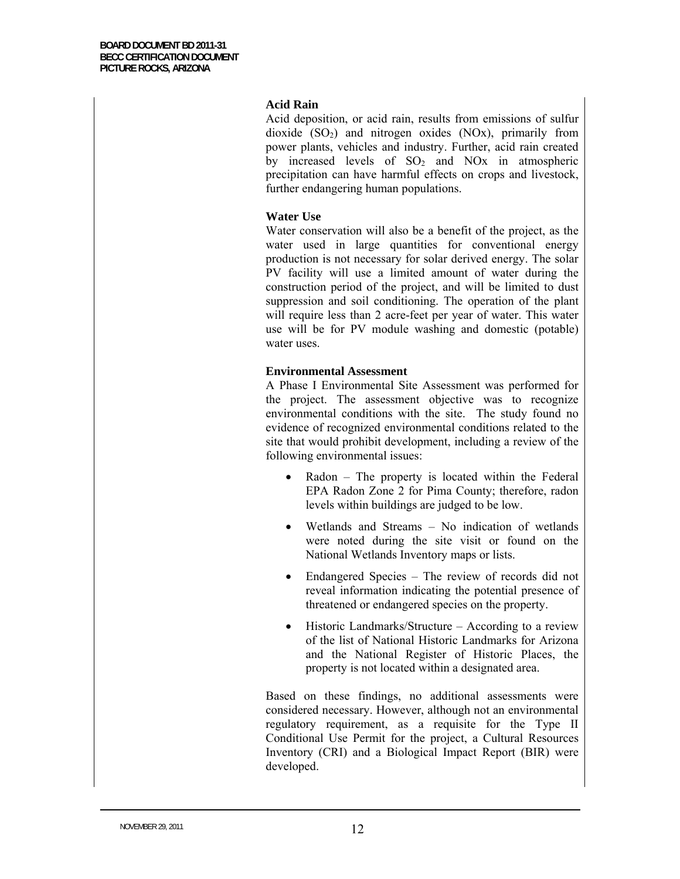**Acid Rain**

Acid deposition, or acid rain, results from emissions of sulfur dioxide ($SO_2$) and nitrogen oxides (NOx), primarily from power plants, vehicles and industry. Further, acid rain created by increased levels of $SO_2$ and NOx in atmospheric precipitation can have harmful effects on crops and livestock, further endangering human populations.

**Water Use**

Water conservation will also be a benefit of the project, as the water used in large quantities for conventional energy production is not necessary for solar derived energy. The solar PV facility will use a limited amount of water during the construction period of the project, and will be limited to dust suppression and soil conditioning. The operation of the plant will require less than 2 acre-feet per year of water. This water use will be for PV module washing and domestic (potable) water uses.

**Environmental Assessment**

A Phase I Environmental Site Assessment was performed for the project. The assessment objective was to recognize environmental conditions with the site. The study found no evidence of recognized environmental conditions related to the site that would prohibit development, including a review of the following environmental issues:

- Radon – The property is located within the Federal EPA Radon Zone 2 for Pima County; therefore, radon levels within buildings are judged to be low.
- Wetlands and Streams – No indication of wetlands were noted during the site visit or found on the National Wetlands Inventory maps or lists.
- Endangered Species – The review of records did not reveal information indicating the potential presence of threatened or endangered species on the property.
- Historic Landmarks/Structure – According to a review of the list of National Historic Landmarks for Arizona and the National Register of Historic Places, the property is not located within a designated area.

Based on these findings, no additional assessments were considered necessary. However, although not an environmental regulatory requirement, as a requisite for the Type II Conditional Use Permit for the project, a Cultural Resources Inventory (CRI) and a Biological Impact Report (BIR) were developed.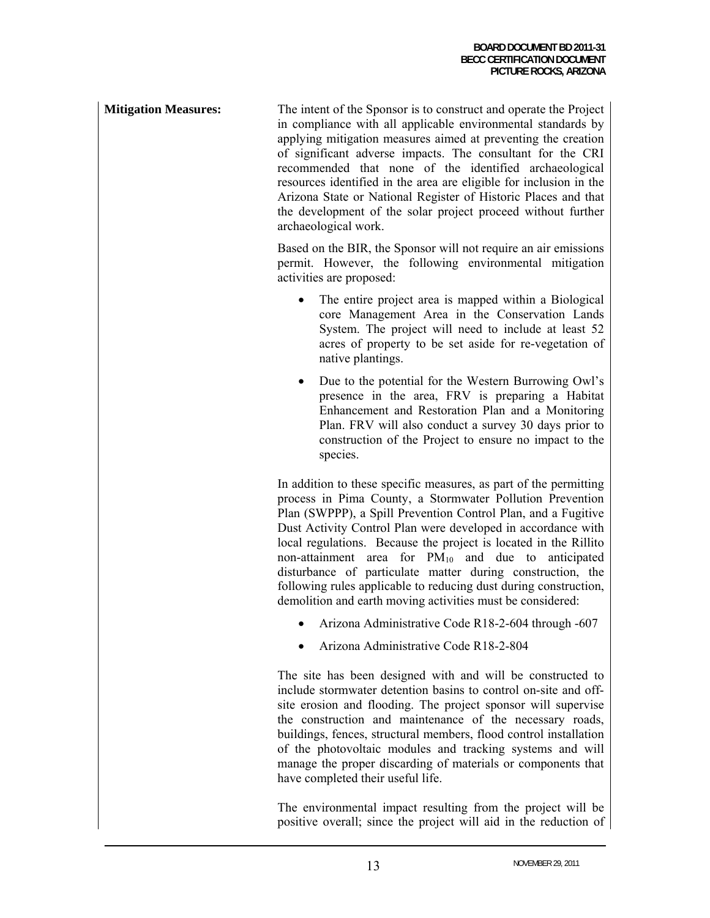**Mitigation Measures:** The intent of the Sponsor is to construct and operate the Project in compliance with all applicable environmental standards by applying mitigation measures aimed at preventing the creation of significant adverse impacts. The consultant for the CRI recommended that none of the identified archaeological resources identified in the area are eligible for inclusion in the Arizona State or National Register of Historic Places and that the development of the solar project proceed without further archaeological work.

Based on the BIR, the Sponsor will not require an air emissions permit. However, the following environmental mitigation activities are proposed:

- The entire project area is mapped within a Biological core Management Area in the Conservation Lands System. The project will need to include at least 52 acres of property to be set aside for re-vegetation of native plantings.
- Due to the potential for the Western Burrowing Owl's presence in the area, FRV is preparing a Habitat Enhancement and Restoration Plan and a Monitoring Plan. FRV will also conduct a survey 30 days prior to construction of the Project to ensure no impact to the species.

In addition to these specific measures, as part of the permitting process in Pima County, a Stormwater Pollution Prevention Plan (SWPPP), a Spill Prevention Control Plan, and a Fugitive Dust Activity Control Plan were developed in accordance with local regulations. Because the project is located in the Rillito non-attainment area for $PM_{10}$ and due to anticipated disturbance of particulate matter during construction, the following rules applicable to reducing dust during construction, demolition and earth moving activities must be considered:

- Arizona Administrative Code R18-2-604 through -607
- Arizona Administrative Code R18-2-804

The site has been designed with and will be constructed to include stormwater detention basins to control on-site and off-site erosion and flooding. The project sponsor will supervise the construction and maintenance of the necessary roads, buildings, fences, structural members, flood control installation of the photovoltaic modules and tracking systems and will manage the proper discarding of materials or components that have completed their useful life.

The environmental impact resulting from the project will be positive overall; since the project will aid in the reduction of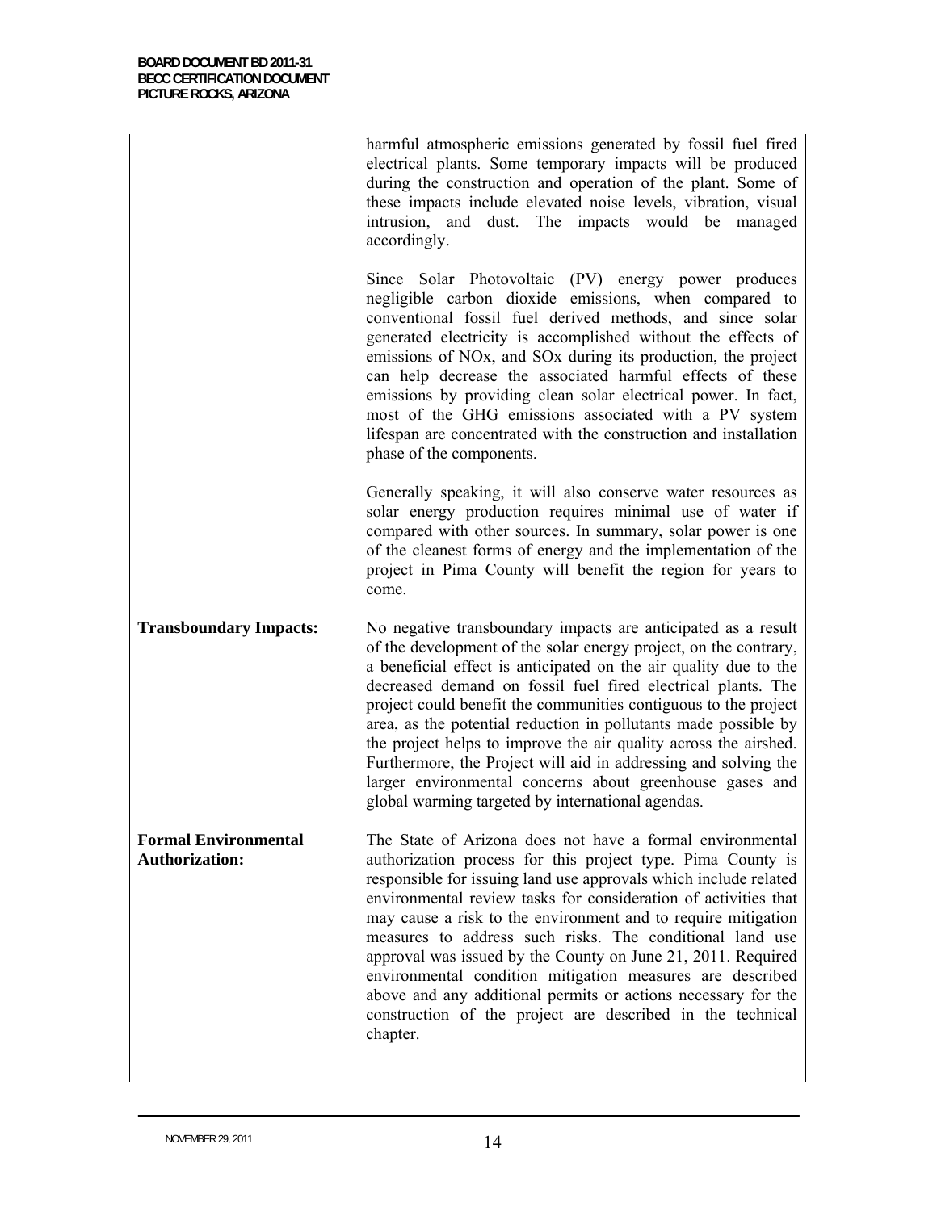harmful atmospheric emissions generated by fossil fuel fired electrical plants. Some temporary impacts will be produced during the construction and operation of the plant. Some of these impacts include elevated noise levels, vibration, visual intrusion, and dust. The impacts would be managed accordingly.

Since Solar Photovoltaic (PV) energy power produces negligible carbon dioxide emissions, when compared to conventional fossil fuel derived methods, and since solar generated electricity is accomplished without the effects of emissions of NOx, and SOx during its production, the project can help decrease the associated harmful effects of these emissions by providing clean solar electrical power. In fact, most of the GHG emissions associated with a PV system lifespan are concentrated with the construction and installation phase of the components.

Generally speaking, it will also conserve water resources as solar energy production requires minimal use of water if compared with other sources. In summary, solar power is one of the cleanest forms of energy and the implementation of the project in Pima County will benefit the region for years to come.

**Transboundary Impacts:** No negative transboundary impacts are anticipated as a result of the development of the solar energy project, on the contrary, a beneficial effect is anticipated on the air quality due to the decreased demand on fossil fuel fired electrical plants. The project could benefit the communities contiguous to the project area, as the potential reduction in pollutants made possible by the project helps to improve the air quality across the airshed. Furthermore, the Project will aid in addressing and solving the larger environmental concerns about greenhouse gases and global warming targeted by international agendas.

**Formal Environmental Authorization:** The State of Arizona does not have a formal environmental authorization process for this project type. Pima County is responsible for issuing land use approvals which include related environmental review tasks for consideration of activities that may cause a risk to the environment and to require mitigation measures to address such risks. The conditional land use approval was issued by the County on June 21, 2011. Required environmental condition mitigation measures are described above and any additional permits or actions necessary for the construction of the project are described in the technical chapter.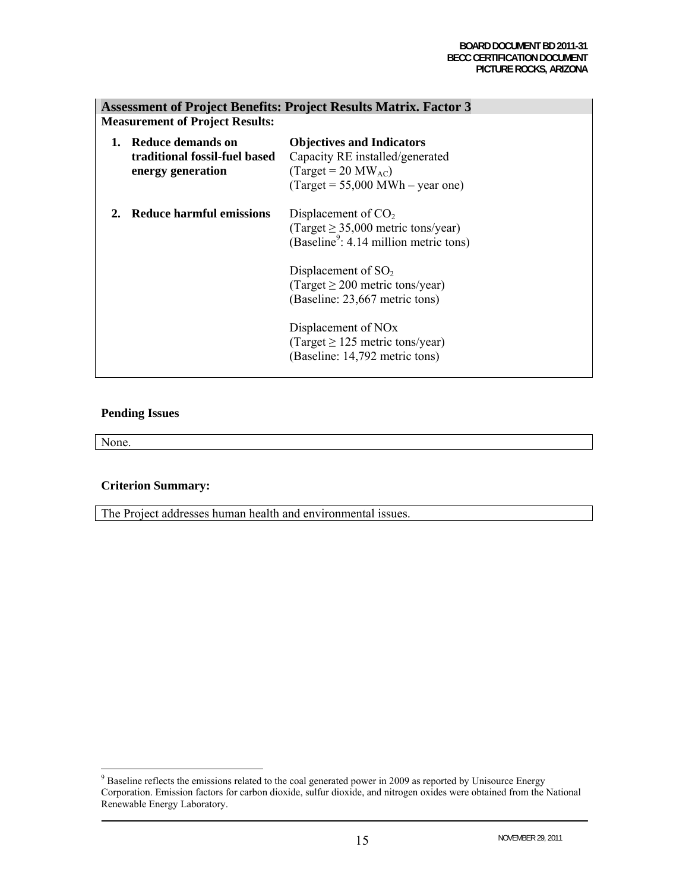## Assessment of Project Benefits: Project Results Matrix. Factor 3

**Measurement of Project Results:**

| | **Objectives and Indicators** |
|---|---|
| **1. Reduce demands on traditional fossil-fuel based energy generation** | Capacity RE installed/generated<br>(Target = 20 $MW_{AC}$)<br>(Target = 55,000 MWh – year one) |
| **2. Reduce harmful emissions** | Displacement of $CO_2$<br>(Target ≥ 35,000 metric tons/year)<br>(Baseline[9]: 4.14 million metric tons)<br><br>Displacement of $SO_2$<br>(Target ≥ 200 metric tons/year)<br>(Baseline: 23,667 metric tons)<br><br>Displacement of NOx<br>(Target ≥ 125 metric tons/year)<br>(Baseline: 14,792 metric tons) |

**Pending Issues**

None.

**Criterion Summary:**

The Project addresses human health and environmental issues.

[9] Baseline reflects the emissions related to the coal generated power in 2009 as reported by Unisource Energy Corporation. Emission factors for carbon dioxide, sulfur dioxide, and nitrogen oxides were obtained from the National Renewable Energy Laboratory.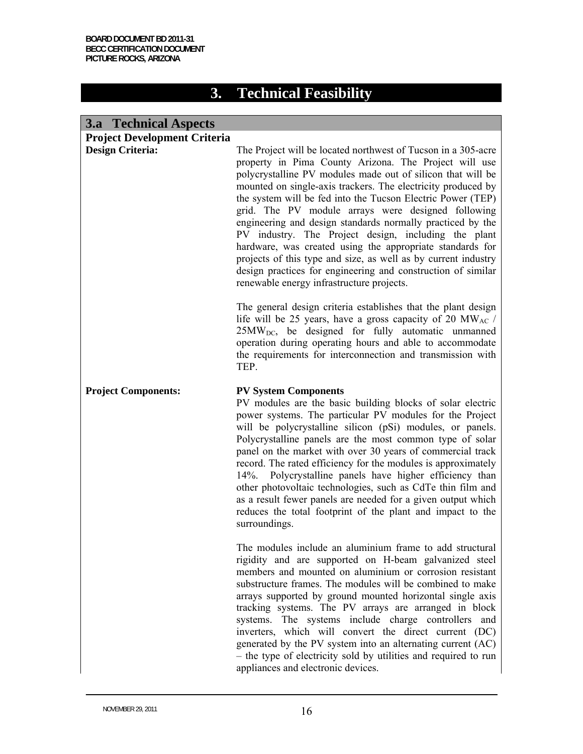# 3. Technical Feasibility

## 3.a Technical Aspects

### Project Development Criteria

**Design Criteria:**

The Project will be located northwest of Tucson in a 305-acre property in Pima County Arizona. The Project will use polycrystalline PV modules made out of silicon that will be mounted on single-axis trackers. The electricity produced by the system will be fed into the Tucson Electric Power (TEP) grid. The PV module arrays were designed following engineering and design standards normally practiced by the PV industry. The Project design, including the plant hardware, was created using the appropriate standards for projects of this type and size, as well as by current industry design practices for engineering and construction of similar renewable energy infrastructure projects.

The general design criteria establishes that the plant design life will be 25 years, have a gross capacity of 20 $MW_{AC}$ / 25$MW_{DC}$, be designed for fully automatic unmanned operation during operating hours and able to accommodate the requirements for interconnection and transmission with TEP.

**Project Components:**

**PV System Components**

PV modules are the basic building blocks of solar electric power systems. The particular PV modules for the Project will be polycrystalline silicon (pSi) modules, or panels. Polycrystalline panels are the most common type of solar panel on the market with over 30 years of commercial track record. The rated efficiency for the modules is approximately 14%. Polycrystalline panels have higher efficiency than other photovoltaic technologies, such as CdTe thin film and as a result fewer panels are needed for a given output which reduces the total footprint of the plant and impact to the surroundings.

The modules include an aluminium frame to add structural rigidity and are supported on H-beam galvanized steel members and mounted on aluminium or corrosion resistant substructure frames. The modules will be combined to make arrays supported by ground mounted horizontal single axis tracking systems. The PV arrays are arranged in block systems. The systems include charge controllers and inverters, which will convert the direct current (DC) generated by the PV system into an alternating current (AC) – the type of electricity sold by utilities and required to run appliances and electronic devices.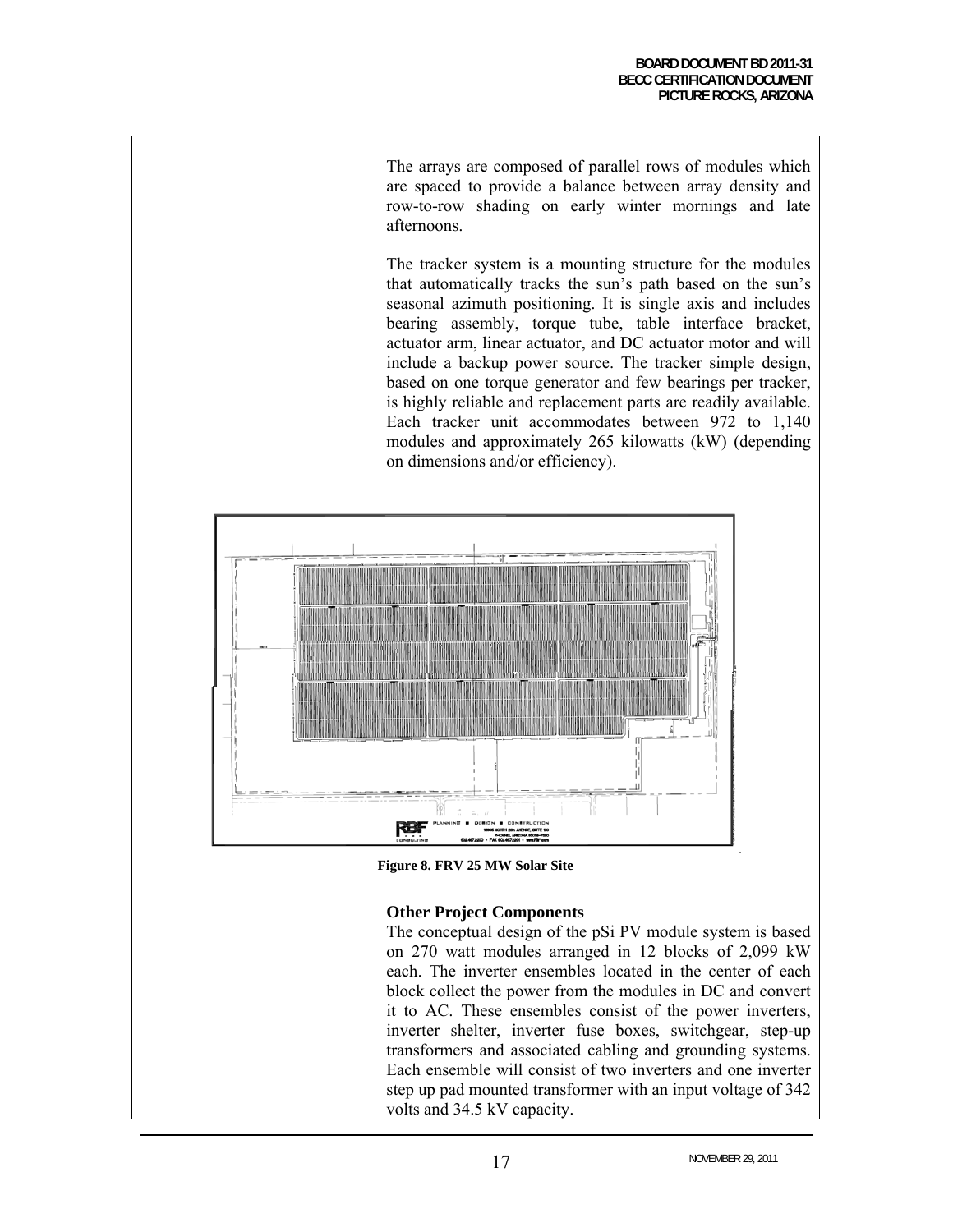The arrays are composed of parallel rows of modules which are spaced to provide a balance between array density and row-to-row shading on early winter mornings and late afternoons.

The tracker system is a mounting structure for the modules that automatically tracks the sun's path based on the sun's seasonal azimuth positioning. It is single axis and includes bearing assembly, torque tube, table interface bracket, actuator arm, linear actuator, and DC actuator motor and will include a backup power source. The tracker simple design, based on one torque generator and few bearings per tracker, is highly reliable and replacement parts are readily available. Each tracker unit accommodates between 972 to 1,140 modules and approximately 265 kilowatts (kW) (depending on dimensions and/or efficiency).

**Figure 8. FRV 25 MW Solar Site**

### Other Project Components

The conceptual design of the pSi PV module system is based on 270 watt modules arranged in 12 blocks of 2,099 kW each. The inverter ensembles located in the center of each block collect the power from the modules in DC and convert it to AC. These ensembles consist of the power inverters, inverter shelter, inverter fuse boxes, switchgear, step-up transformers and associated cabling and grounding systems. Each ensemble will consist of two inverters and one inverter step up pad mounted transformer with an input voltage of 342 volts and 34.5 kV capacity.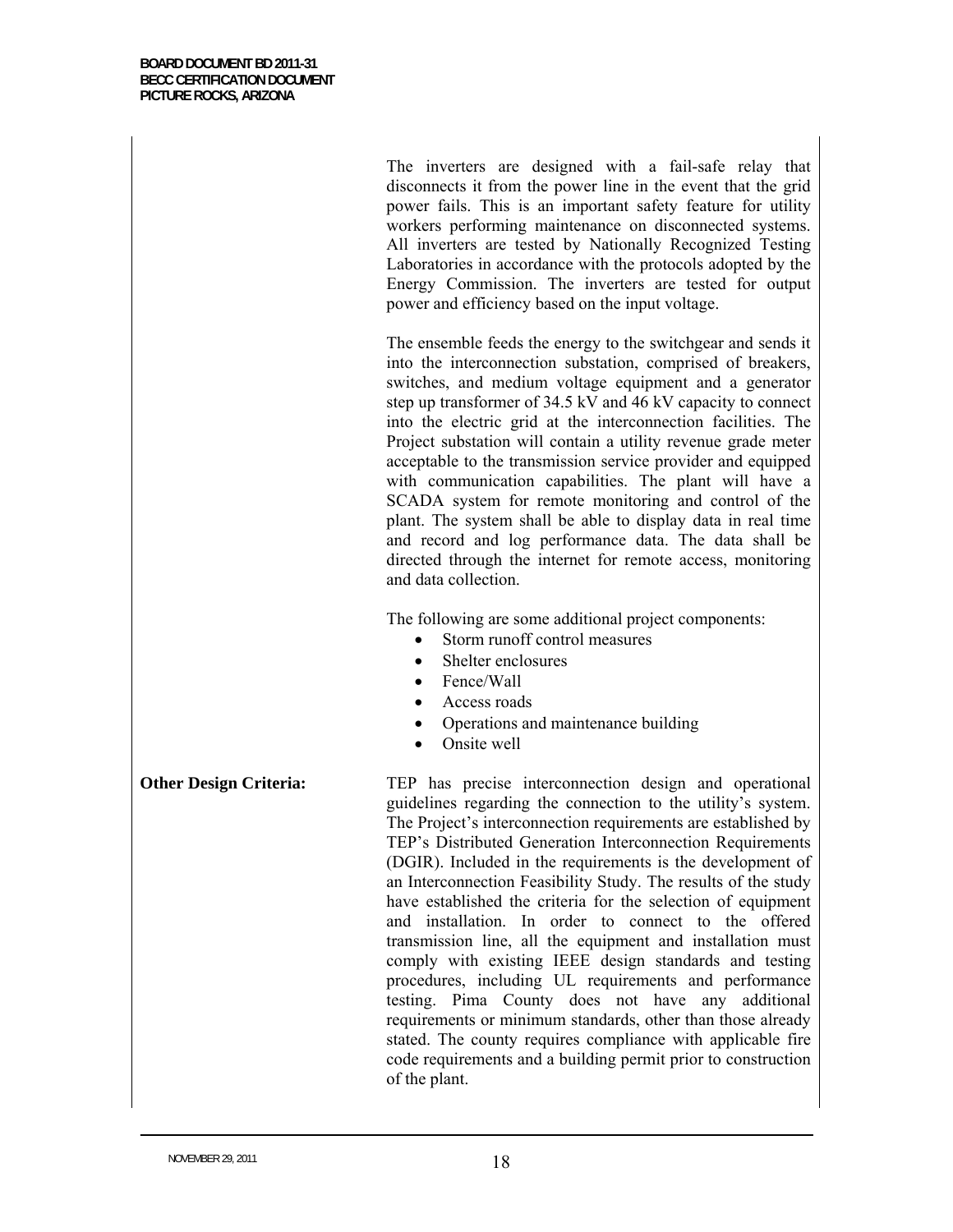The inverters are designed with a fail-safe relay that disconnects it from the power line in the event that the grid power fails. This is an important safety feature for utility workers performing maintenance on disconnected systems. All inverters are tested by Nationally Recognized Testing Laboratories in accordance with the protocols adopted by the Energy Commission. The inverters are tested for output power and efficiency based on the input voltage.

The ensemble feeds the energy to the switchgear and sends it into the interconnection substation, comprised of breakers, switches, and medium voltage equipment and a generator step up transformer of 34.5 kV and 46 kV capacity to connect into the electric grid at the interconnection facilities. The Project substation will contain a utility revenue grade meter acceptable to the transmission service provider and equipped with communication capabilities. The plant will have a SCADA system for remote monitoring and control of the plant. The system shall be able to display data in real time and record and log performance data. The data shall be directed through the internet for remote access, monitoring and data collection.

The following are some additional project components:

- Storm runoff control measures
- Shelter enclosures
- Fence/Wall
- Access roads
- Operations and maintenance building
- Onsite well

**Other Design Criteria:** TEP has precise interconnection design and operational guidelines regarding the connection to the utility's system. The Project's interconnection requirements are established by TEP's Distributed Generation Interconnection Requirements (DGIR). Included in the requirements is the development of an Interconnection Feasibility Study. The results of the study have established the criteria for the selection of equipment and installation. In order to connect to the offered transmission line, all the equipment and installation must comply with existing IEEE design standards and testing procedures, including UL requirements and performance testing. Pima County does not have any additional requirements or minimum standards, other than those already stated. The county requires compliance with applicable fire code requirements and a building permit prior to construction of the plant.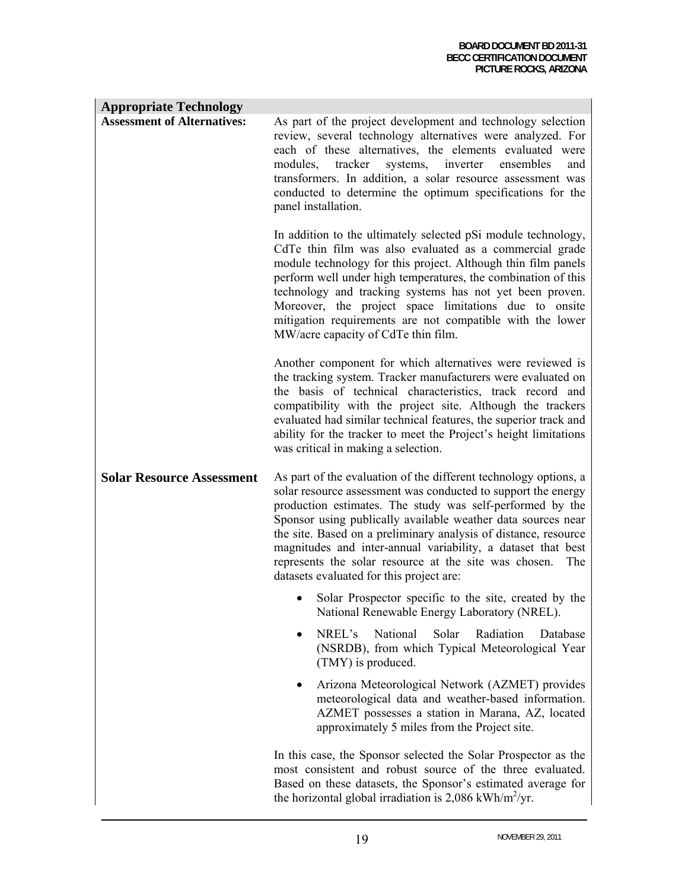## Appropriate Technology

**Assessment of Alternatives:**

As part of the project development and technology selection review, several technology alternatives were analyzed. For each of these alternatives, the elements evaluated were modules, tracker systems, inverter ensembles and transformers. In addition, a solar resource assessment was conducted to determine the optimum specifications for the panel installation.

In addition to the ultimately selected pSi module technology, CdTe thin film was also evaluated as a commercial grade module technology for this project. Although thin film panels perform well under high temperatures, the combination of this technology and tracking systems has not yet been proven. Moreover, the project space limitations due to onsite mitigation requirements are not compatible with the lower MW/acre capacity of CdTe thin film.

Another component for which alternatives were reviewed is the tracking system. Tracker manufacturers were evaluated on the basis of technical characteristics, track record and compatibility with the project site. Although the trackers evaluated had similar technical features, the superior track and ability for the tracker to meet the Project's height limitations was critical in making a selection.

**Solar Resource Assessment**

As part of the evaluation of the different technology options, a solar resource assessment was conducted to support the energy production estimates. The study was self-performed by the Sponsor using publically available weather data sources near the site. Based on a preliminary analysis of distance, resource magnitudes and inter-annual variability, a dataset that best represents the solar resource at the site was chosen. The datasets evaluated for this project are:

- Solar Prospector specific to the site, created by the National Renewable Energy Laboratory (NREL).
- NREL's National Solar Radiation Database (NSRDB), from which Typical Meteorological Year (TMY) is produced.
- Arizona Meteorological Network (AZMET) provides meteorological data and weather-based information. AZMET possesses a station in Marana, AZ, located approximately 5 miles from the Project site.

In this case, the Sponsor selected the Solar Prospector as the most consistent and robust source of the three evaluated. Based on these datasets, the Sponsor's estimated average for the horizontal global irradiation is 2,086 kWh/$m^2$/yr.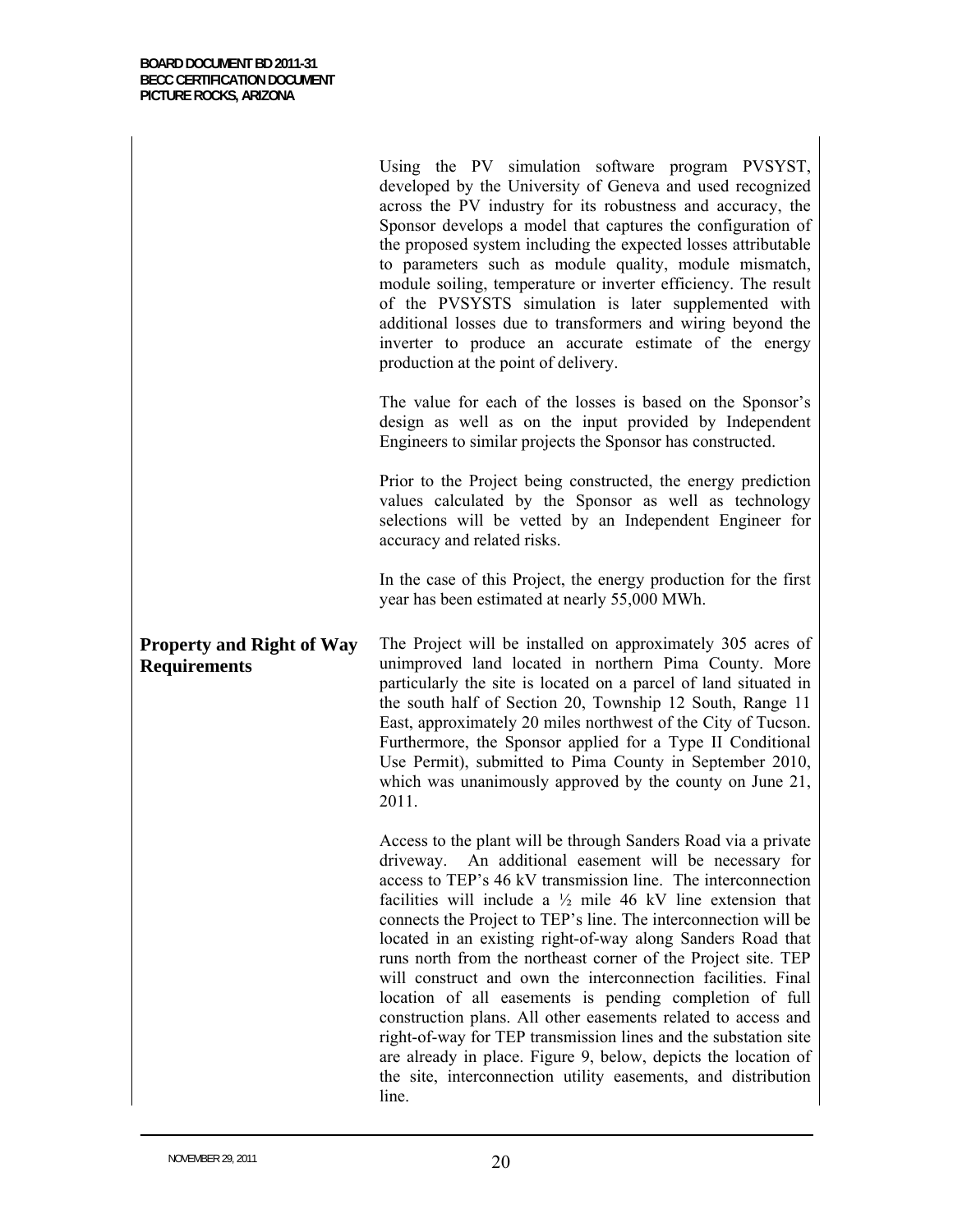Using the PV simulation software program PVSYST, developed by the University of Geneva and used recognized across the PV industry for its robustness and accuracy, the Sponsor develops a model that captures the configuration of the proposed system including the expected losses attributable to parameters such as module quality, module mismatch, module soiling, temperature or inverter efficiency. The result of the PVSYSTS simulation is later supplemented with additional losses due to transformers and wiring beyond the inverter to produce an accurate estimate of the energy production at the point of delivery.

The value for each of the losses is based on the Sponsor's design as well as on the input provided by Independent Engineers to similar projects the Sponsor has constructed.

Prior to the Project being constructed, the energy prediction values calculated by the Sponsor as well as technology selections will be vetted by an Independent Engineer for accuracy and related risks.

In the case of this Project, the energy production for the first year has been estimated at nearly 55,000 MWh.

## Property and Right of Way Requirements

The Project will be installed on approximately 305 acres of unimproved land located in northern Pima County. More particularly the site is located on a parcel of land situated in the south half of Section 20, Township 12 South, Range 11 East, approximately 20 miles northwest of the City of Tucson. Furthermore, the Sponsor applied for a Type II Conditional Use Permit), submitted to Pima County in September 2010, which was unanimously approved by the county on June 21, 2011.

Access to the plant will be through Sanders Road via a private driveway. An additional easement will be necessary for access to TEP's 46 kV transmission line. The interconnection facilities will include a ½ mile 46 kV line extension that connects the Project to TEP's line. The interconnection will be located in an existing right-of-way along Sanders Road that runs north from the northeast corner of the Project site. TEP will construct and own the interconnection facilities. Final location of all easements is pending completion of full construction plans. All other easements related to access and right-of-way for TEP transmission lines and the substation site are already in place. Figure 9, below, depicts the location of the site, interconnection utility easements, and distribution line.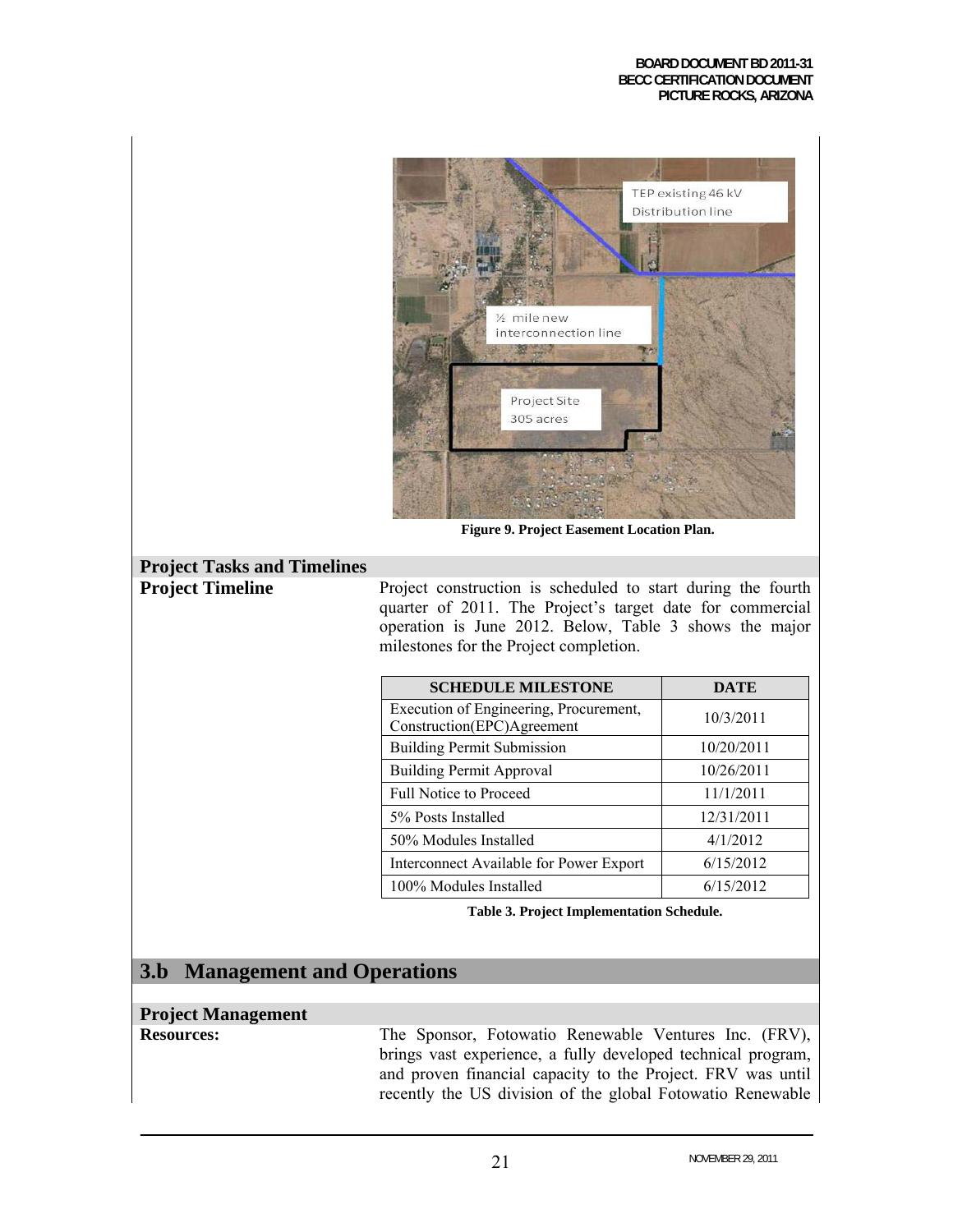Figure 9. Project Easement Location Plan.

## Project Tasks and Timelines

**Project Timeline**

Project construction is scheduled to start during the fourth quarter of 2011. The Project's target date for commercial operation is June 2012. Below, Table 3 shows the major milestones for the Project completion.

| SCHEDULE MILESTONE | DATE |
|---|---|
| Execution of Engineering, Procurement, Construction(EPC)Agreement | 10/3/2011 |
| Building Permit Submission | 10/20/2011 |
| Building Permit Approval | 10/26/2011 |
| Full Notice to Proceed | 11/1/2011 |
| 5% Posts Installed | 12/31/2011 |
| 50% Modules Installed | 4/1/2012 |
| Interconnect Available for Power Export | 6/15/2012 |
| 100% Modules Installed | 6/15/2012 |

Table 3. Project Implementation Schedule.

# 3.b Management and Operations

## Project Management

**Resources:**

The Sponsor, Fotowatio Renewable Ventures Inc. (FRV), brings vast experience, a fully developed technical program, and proven financial capacity to the Project. FRV was until recently the US division of the global Fotowatio Renewable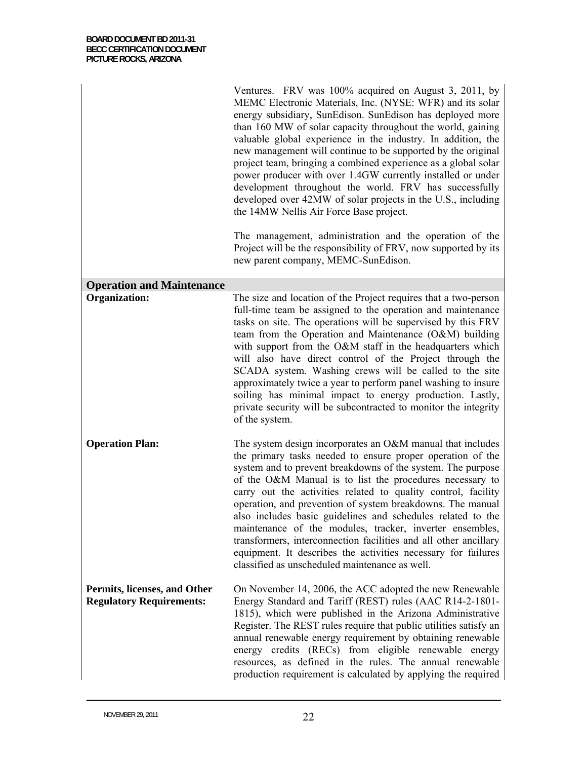Ventures. FRV was 100% acquired on August 3, 2011, by MEMC Electronic Materials, Inc. (NYSE: WFR) and its solar energy subsidiary, SunEdison. SunEdison has deployed more than 160 MW of solar capacity throughout the world, gaining valuable global experience in the industry. In addition, the new management will continue to be supported by the original project team, bringing a combined experience as a global solar power producer with over 1.4GW currently installed or under development throughout the world. FRV has successfully developed over 42MW of solar projects in the U.S., including the 14MW Nellis Air Force Base project.

The management, administration and the operation of the Project will be the responsibility of FRV, now supported by its new parent company, MEMC-SunEdison.

## Operation and Maintenance

**Organization:**

The size and location of the Project requires that a two-person full-time team be assigned to the operation and maintenance tasks on site. The operations will be supervised by this FRV team from the Operation and Maintenance (O&M) building with support from the O&M staff in the headquarters which will also have direct control of the Project through the SCADA system. Washing crews will be called to the site approximately twice a year to perform panel washing to insure soiling has minimal impact to energy production. Lastly, private security will be subcontracted to monitor the integrity of the system.

**Operation Plan:**

The system design incorporates an O&M manual that includes the primary tasks needed to ensure proper operation of the system and to prevent breakdowns of the system. The purpose of the O&M Manual is to list the procedures necessary to carry out the activities related to quality control, facility operation, and prevention of system breakdowns. The manual also includes basic guidelines and schedules related to the maintenance of the modules, tracker, inverter ensembles, transformers, interconnection facilities and all other ancillary equipment. It describes the activities necessary for failures classified as unscheduled maintenance as well.

**Permits, licenses, and Other Regulatory Requirements:**

On November 14, 2006, the ACC adopted the new Renewable Energy Standard and Tariff (REST) rules (AAC R14-2-1801-1815), which were published in the Arizona Administrative Register. The REST rules require that public utilities satisfy an annual renewable energy requirement by obtaining renewable energy credits (RECs) from eligible renewable energy resources, as defined in the rules. The annual renewable production requirement is calculated by applying the required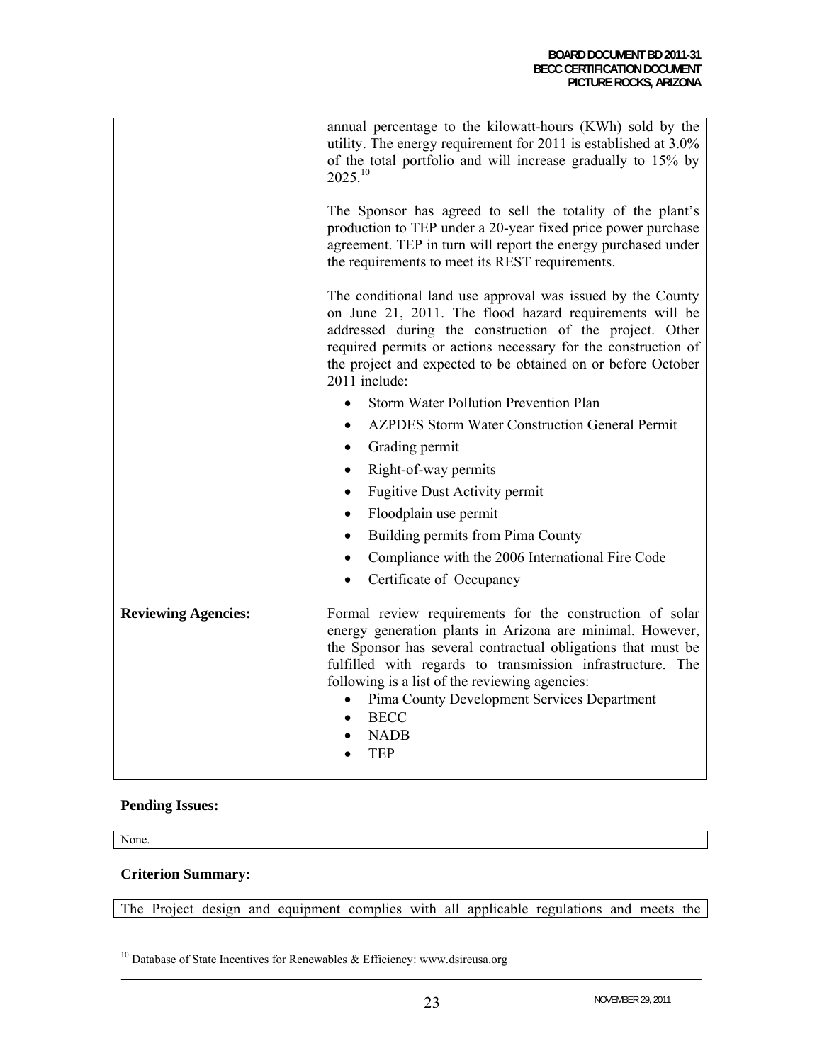| | |
|---|---|
| | annual percentage to the kilowatt-hours (KWh) sold by the utility. The energy requirement for 2011 is established at 3.0% of the total portfolio and will increase gradually to 15% by 2025.[10]<br><br>The Sponsor has agreed to sell the totality of the plant's production to TEP under a 20-year fixed price power purchase agreement. TEP in turn will report the energy purchased under the requirements to meet its REST requirements.<br><br>The conditional land use approval was issued by the County on June 21, 2011. The flood hazard requirements will be addressed during the construction of the project. Other required permits or actions necessary for the construction of the project and expected to be obtained on or before October 2011 include:<br>• Storm Water Pollution Prevention Plan<br>• AZPDES Storm Water Construction General Permit<br>• Grading permit<br>• Right-of-way permits<br>• Fugitive Dust Activity permit<br>• Floodplain use permit<br>• Building permits from Pima County<br>• Compliance with the 2006 International Fire Code<br>• Certificate of Occupancy |
| **Reviewing Agencies:** | Formal review requirements for the construction of solar energy generation plants in Arizona are minimal. However, the Sponsor has several contractual obligations that must be fulfilled with regards to transmission infrastructure. The following is a list of the reviewing agencies:<br>• Pima County Development Services Department<br>• BECC<br>• NADB<br>• TEP |

**Pending Issues:**

None.

**Criterion Summary:**

The Project design and equipment complies with all applicable regulations and meets the

[10] Database of State Incentives for Renewables & Efficiency: www.dsireusa.org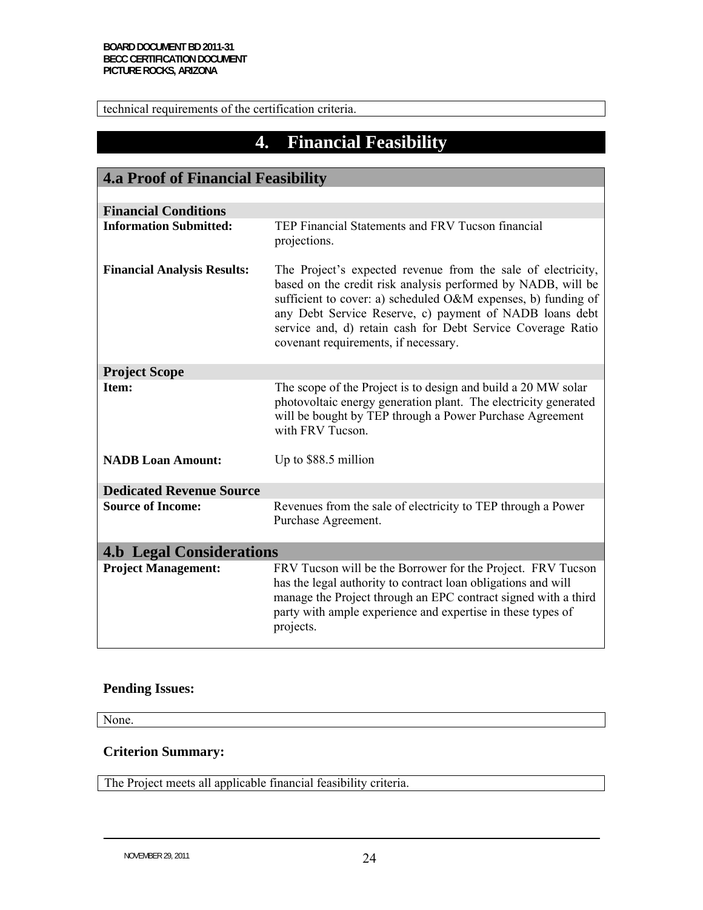technical requirements of the certification criteria.

# 4. Financial Feasibility

## 4.a Proof of Financial Feasibility

### Financial Conditions

| | |
|---|---|
| **Information Submitted:** | TEP Financial Statements and FRV Tucson financial projections. |
| **Financial Analysis Results:** | The Project's expected revenue from the sale of electricity, based on the credit risk analysis performed by NADB, will be sufficient to cover: a) scheduled O&M expenses, b) funding of any Debt Service Reserve, c) payment of NADB loans debt service and, d) retain cash for Debt Service Coverage Ratio covenant requirements, if necessary. |

### Project Scope

| | |
|---|---|
| **Item:** | The scope of the Project is to design and build a 20 MW solar photovoltaic energy generation plant. The electricity generated will be bought by TEP through a Power Purchase Agreement with FRV Tucson. |
| **NADB Loan Amount:** | Up to $88.5 million |

### Dedicated Revenue Source

| | |
|---|---|
| **Source of Income:** | Revenues from the sale of electricity to TEP through a Power Purchase Agreement. |

## 4.b Legal Considerations

| | |
|---|---|
| **Project Management:** | FRV Tucson will be the Borrower for the Project. FRV Tucson has the legal authority to contract loan obligations and will manage the Project through an EPC contract signed with a third party with ample experience and expertise in these types of projects. |

**Pending Issues:**

None.

**Criterion Summary:**

The Project meets all applicable financial feasibility criteria.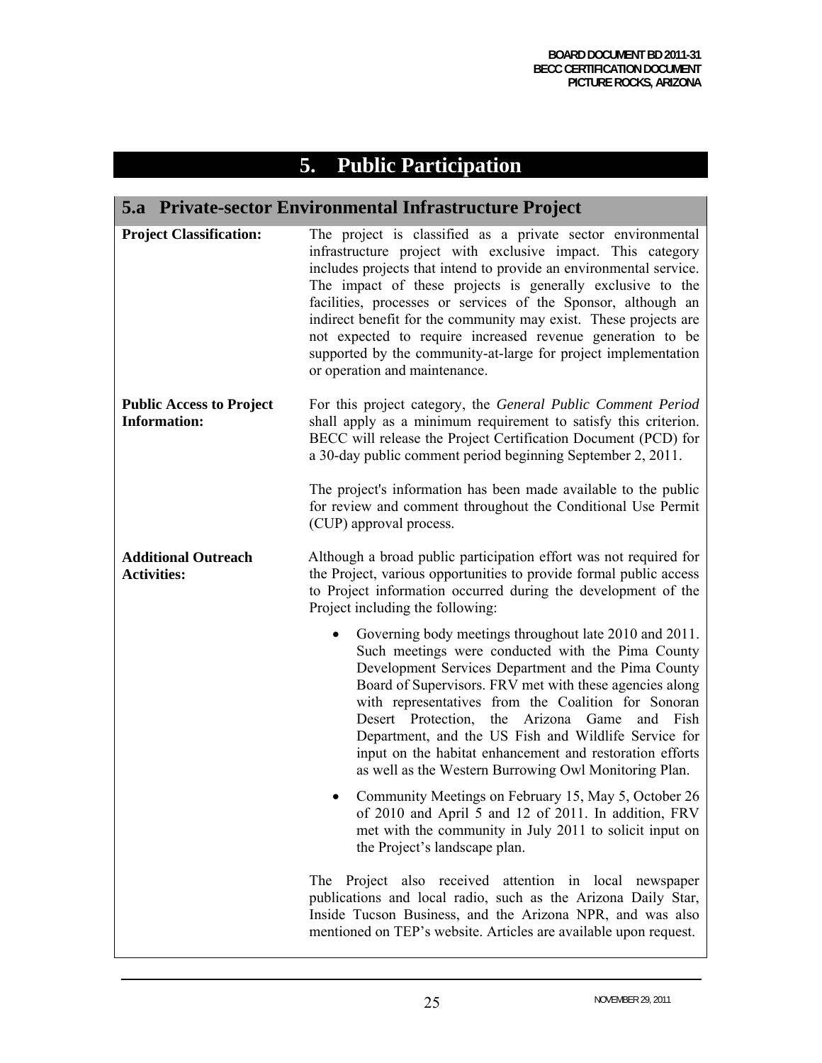# 5. Public Participation

## 5.a Private-sector Environmental Infrastructure Project

**Project Classification:**

The project is classified as a private sector environmental infrastructure project with exclusive impact. This category includes projects that intend to provide an environmental service. The impact of these projects is generally exclusive to the facilities, processes or services of the Sponsor, although an indirect benefit for the community may exist. These projects are not expected to require increased revenue generation to be supported by the community-at-large for project implementation or operation and maintenance.

**Public Access to Project Information:**

For this project category, the *General Public Comment Period* shall apply as a minimum requirement to satisfy this criterion. BECC will release the Project Certification Document (PCD) for a 30-day public comment period beginning September 2, 2011.

The project's information has been made available to the public for review and comment throughout the Conditional Use Permit (CUP) approval process.

**Additional Outreach Activities:**

Although a broad public participation effort was not required for the Project, various opportunities to provide formal public access to Project information occurred during the development of the Project including the following:

- Governing body meetings throughout late 2010 and 2011. Such meetings were conducted with the Pima County Development Services Department and the Pima County Board of Supervisors. FRV met with these agencies along with representatives from the Coalition for Sonoran Desert Protection, the Arizona Game and Fish Department, and the US Fish and Wildlife Service for input on the habitat enhancement and restoration efforts as well as the Western Burrowing Owl Monitoring Plan.
- Community Meetings on February 15, May 5, October 26 of 2010 and April 5 and 12 of 2011. In addition, FRV met with the community in July 2011 to solicit input on the Project's landscape plan.

The Project also received attention in local newspaper publications and local radio, such as the Arizona Daily Star, Inside Tucson Business, and the Arizona NPR, and was also mentioned on TEP's website. Articles are available upon request.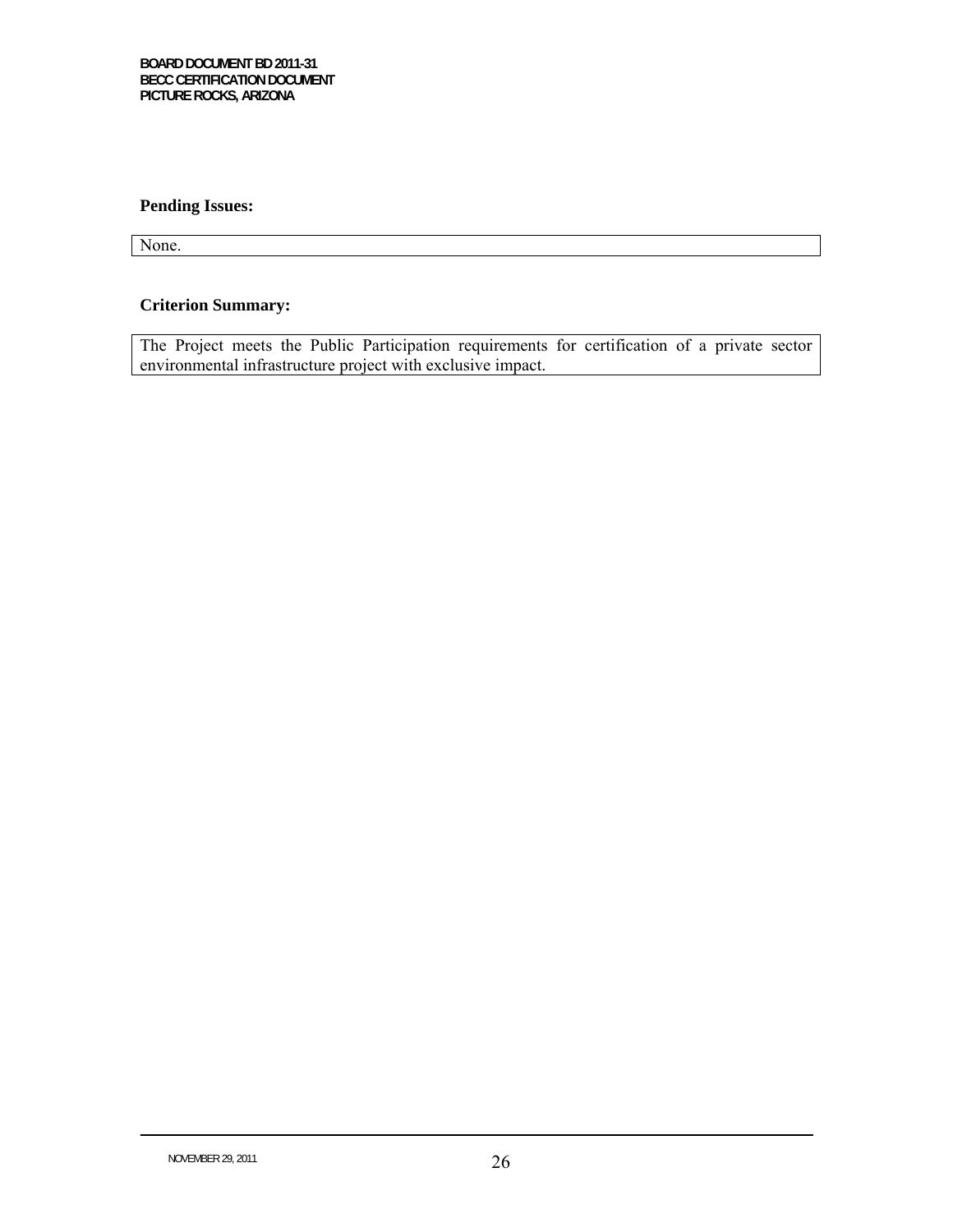**Pending Issues:**

None.

**Criterion Summary:**

The Project meets the Public Participation requirements for certification of a private sector environmental infrastructure project with exclusive impact.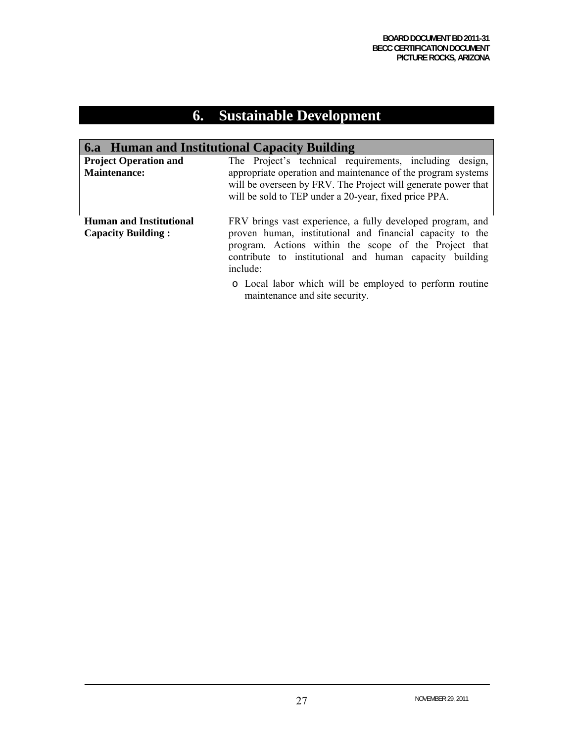# 6. Sustainable Development

## 6.a Human and Institutional Capacity Building

| | |
|---|---|
| **Project Operation and Maintenance:** | The Project's technical requirements, including design, appropriate operation and maintenance of the program systems will be overseen by FRV. The Project will generate power that will be sold to TEP under a 20-year, fixed price PPA. |
| **Human and Institutional Capacity Building :** | FRV brings vast experience, a fully developed program, and proven human, institutional and financial capacity to the program. Actions within the scope of the Project that contribute to institutional and human capacity building include:<br>o Local labor which will be employed to perform routine maintenance and site security. |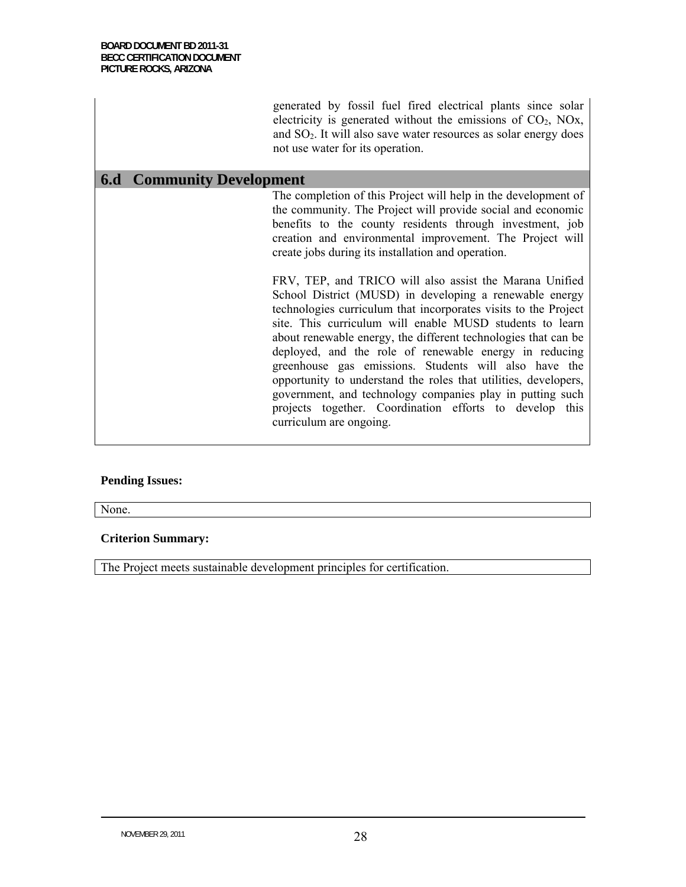generated by fossil fuel fired electrical plants since solar electricity is generated without the emissions of $CO_2$, NOx, and $SO_2$. It will also save water resources as solar energy does not use water for its operation.

## 6.d Community Development

The completion of this Project will help in the development of the community. The Project will provide social and economic benefits to the county residents through investment, job creation and environmental improvement. The Project will create jobs during its installation and operation.

FRV, TEP, and TRICO will also assist the Marana Unified School District (MUSD) in developing a renewable energy technologies curriculum that incorporates visits to the Project site. This curriculum will enable MUSD students to learn about renewable energy, the different technologies that can be deployed, and the role of renewable energy in reducing greenhouse gas emissions. Students will also have the opportunity to understand the roles that utilities, developers, government, and technology companies play in putting such projects together. Coordination efforts to develop this curriculum are ongoing.

**Pending Issues:**

None.

**Criterion Summary:**

The Project meets sustainable development principles for certification.